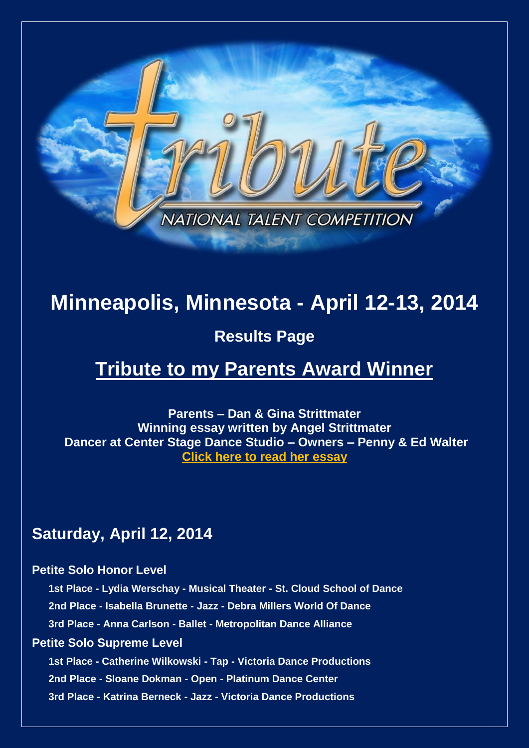tribute

NATIONAL TALENT COMPETITION

# Minneapolis, Minnesota - April 12-13, 2014

## Results Page

## Tribute to my Parents Award Winner

**Parents – Dan & Gina Strittmater**
**Winning essay written by Angel Strittmater**
**Dancer at Center Stage Dance Studio – Owners – Penny & Ed Walter**
**Click here to read her essay**

## Saturday, April 12, 2014

### Petite Solo Honor Level

- 1st Place - Lydia Werschay - Musical Theater - St. Cloud School of Dance
- 2nd Place - Isabella Brunette - Jazz - Debra Millers World Of Dance
- 3rd Place - Anna Carlson - Ballet - Metropolitan Dance Alliance

### Petite Solo Supreme Level

- 1st Place - Catherine Wilkowski - Tap - Victoria Dance Productions
- 2nd Place - Sloane Dokman - Open - Platinum Dance Center
- 3rd Place - Katrina Berneck - Jazz - Victoria Dance Productions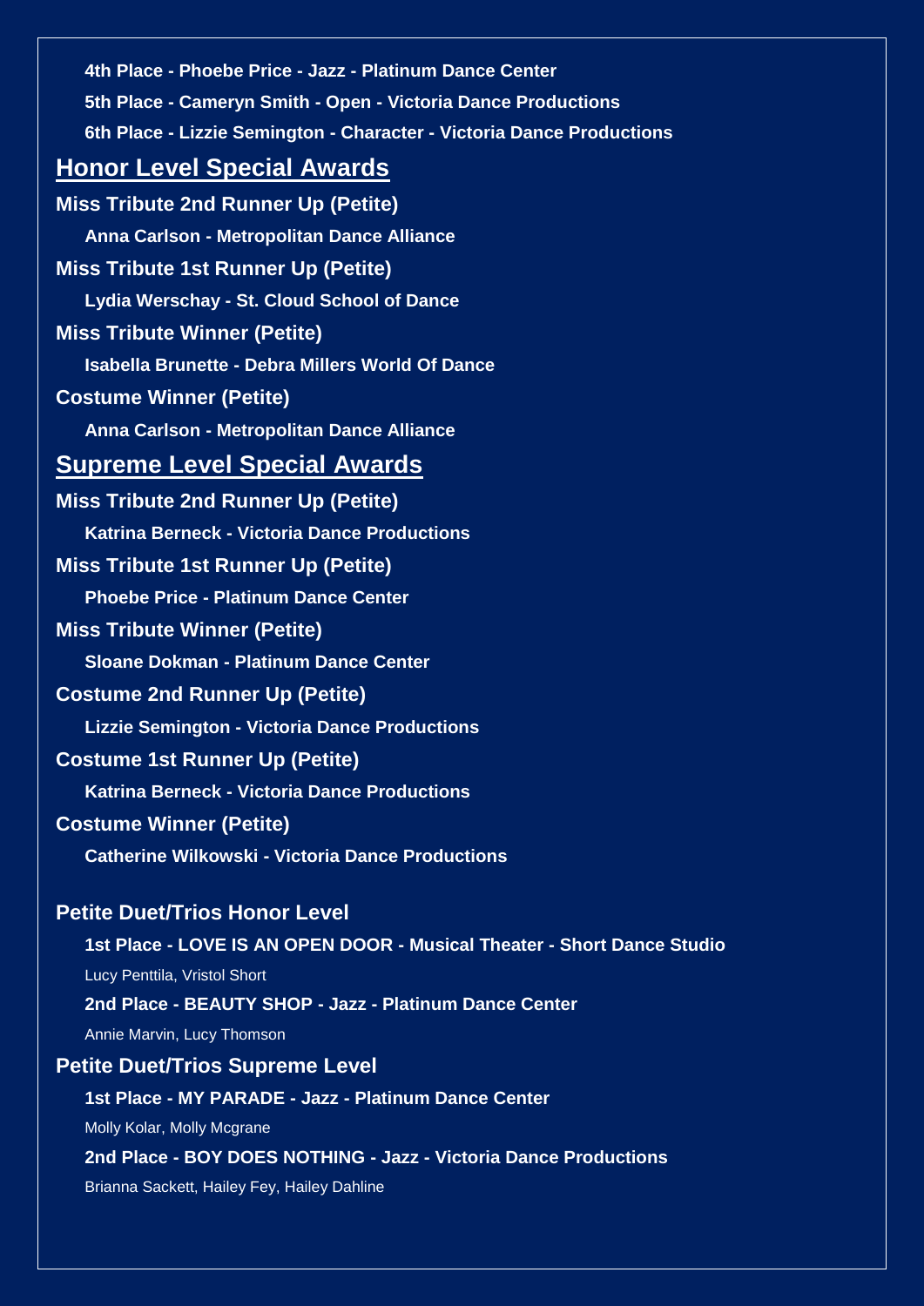**4th Place - Phoebe Price - Jazz - Platinum Dance Center**

**5th Place - Cameryn Smith - Open - Victoria Dance Productions**

**6th Place - Lizzie Semington - Character - Victoria Dance Productions**

## Honor Level Special Awards

**Miss Tribute 2nd Runner Up (Petite)**

**Anna Carlson - Metropolitan Dance Alliance**

**Miss Tribute 1st Runner Up (Petite)**

**Lydia Werschay - St. Cloud School of Dance**

**Miss Tribute Winner (Petite)**

**Isabella Brunette - Debra Millers World Of Dance**

**Costume Winner (Petite)**

**Anna Carlson - Metropolitan Dance Alliance**

## Supreme Level Special Awards

**Miss Tribute 2nd Runner Up (Petite)**

**Katrina Berneck - Victoria Dance Productions**

**Miss Tribute 1st Runner Up (Petite)**

**Phoebe Price - Platinum Dance Center**

**Miss Tribute Winner (Petite)**

**Sloane Dokman - Platinum Dance Center**

**Costume 2nd Runner Up (Petite)**

**Lizzie Semington - Victoria Dance Productions**

**Costume 1st Runner Up (Petite)**

**Katrina Berneck - Victoria Dance Productions**

**Costume Winner (Petite)**

**Catherine Wilkowski - Victoria Dance Productions**

### Petite Duet/Trios Honor Level

**1st Place - LOVE IS AN OPEN DOOR - Musical Theater - Short Dance Studio**

Lucy Penttila, Vristol Short

**2nd Place - BEAUTY SHOP - Jazz - Platinum Dance Center**

Annie Marvin, Lucy Thomson

### Petite Duet/Trios Supreme Level

**1st Place - MY PARADE - Jazz - Platinum Dance Center**

Molly Kolar, Molly Mcgrane

**2nd Place - BOY DOES NOTHING - Jazz - Victoria Dance Productions**

Brianna Sackett, Hailey Fey, Hailey Dahline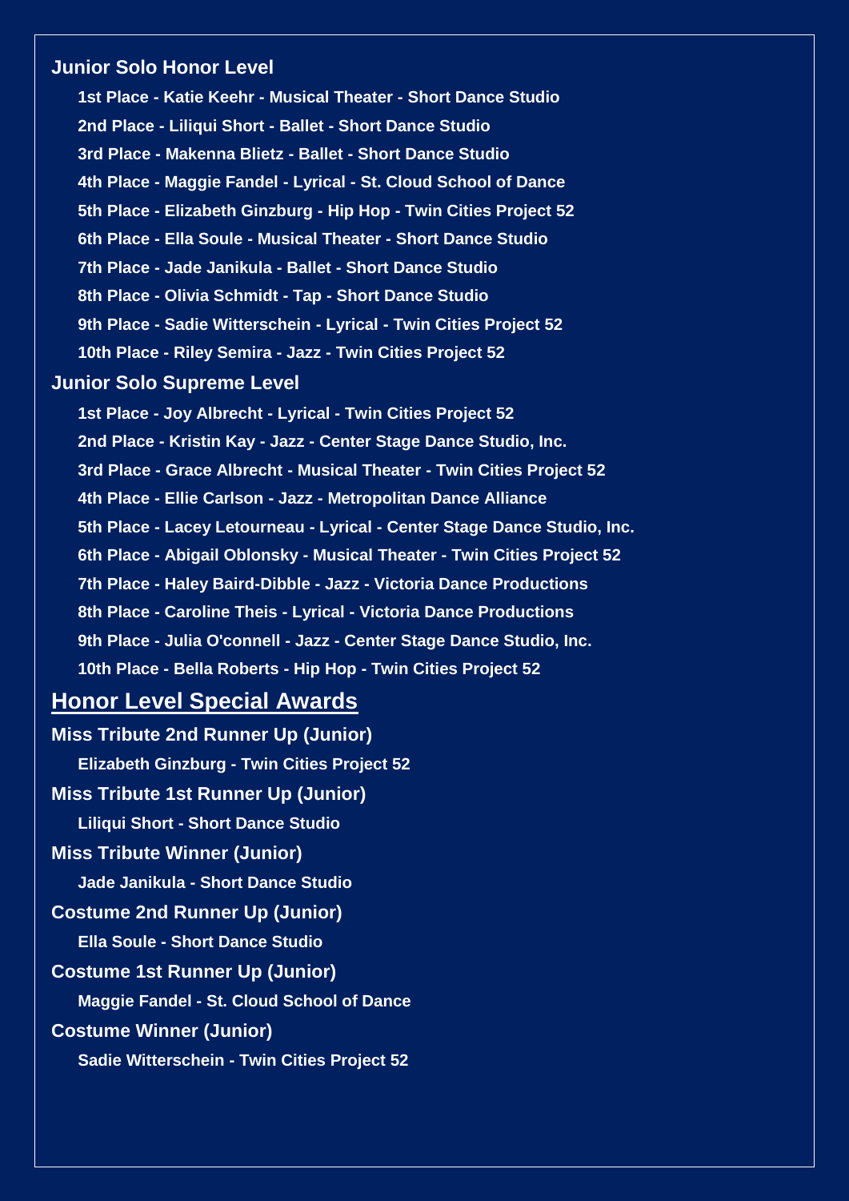### Junior Solo Honor Level

**1st Place - Katie Keehr - Musical Theater - Short Dance Studio**

**2nd Place - Liliqui Short - Ballet - Short Dance Studio**

**3rd Place - Makenna Blietz - Ballet - Short Dance Studio**

**4th Place - Maggie Fandel - Lyrical - St. Cloud School of Dance**

**5th Place - Elizabeth Ginzburg - Hip Hop - Twin Cities Project 52**

**6th Place - Ella Soule - Musical Theater - Short Dance Studio**

**7th Place - Jade Janikula - Ballet - Short Dance Studio**

**8th Place - Olivia Schmidt - Tap - Short Dance Studio**

**9th Place - Sadie Witterschein - Lyrical - Twin Cities Project 52**

**10th Place - Riley Semira - Jazz - Twin Cities Project 52**

### Junior Solo Supreme Level

**1st Place - Joy Albrecht - Lyrical - Twin Cities Project 52**

**2nd Place - Kristin Kay - Jazz - Center Stage Dance Studio, Inc.**

**3rd Place - Grace Albrecht - Musical Theater - Twin Cities Project 52**

**4th Place - Ellie Carlson - Jazz - Metropolitan Dance Alliance**

**5th Place - Lacey Letourneau - Lyrical - Center Stage Dance Studio, Inc.**

**6th Place - Abigail Oblonsky - Musical Theater - Twin Cities Project 52**

**7th Place - Haley Baird-Dibble - Jazz - Victoria Dance Productions**

**8th Place - Caroline Theis - Lyrical - Victoria Dance Productions**

**9th Place - Julia O'connell - Jazz - Center Stage Dance Studio, Inc.**

**10th Place - Bella Roberts - Hip Hop - Twin Cities Project 52**

## Honor Level Special Awards

### Miss Tribute 2nd Runner Up (Junior)

**Elizabeth Ginzburg - Twin Cities Project 52**

### Miss Tribute 1st Runner Up (Junior)

**Liliqui Short - Short Dance Studio**

### Miss Tribute Winner (Junior)

**Jade Janikula - Short Dance Studio**

### Costume 2nd Runner Up (Junior)

**Ella Soule - Short Dance Studio**

### Costume 1st Runner Up (Junior)

**Maggie Fandel - St. Cloud School of Dance**

### Costume Winner (Junior)

**Sadie Witterschein - Twin Cities Project 52**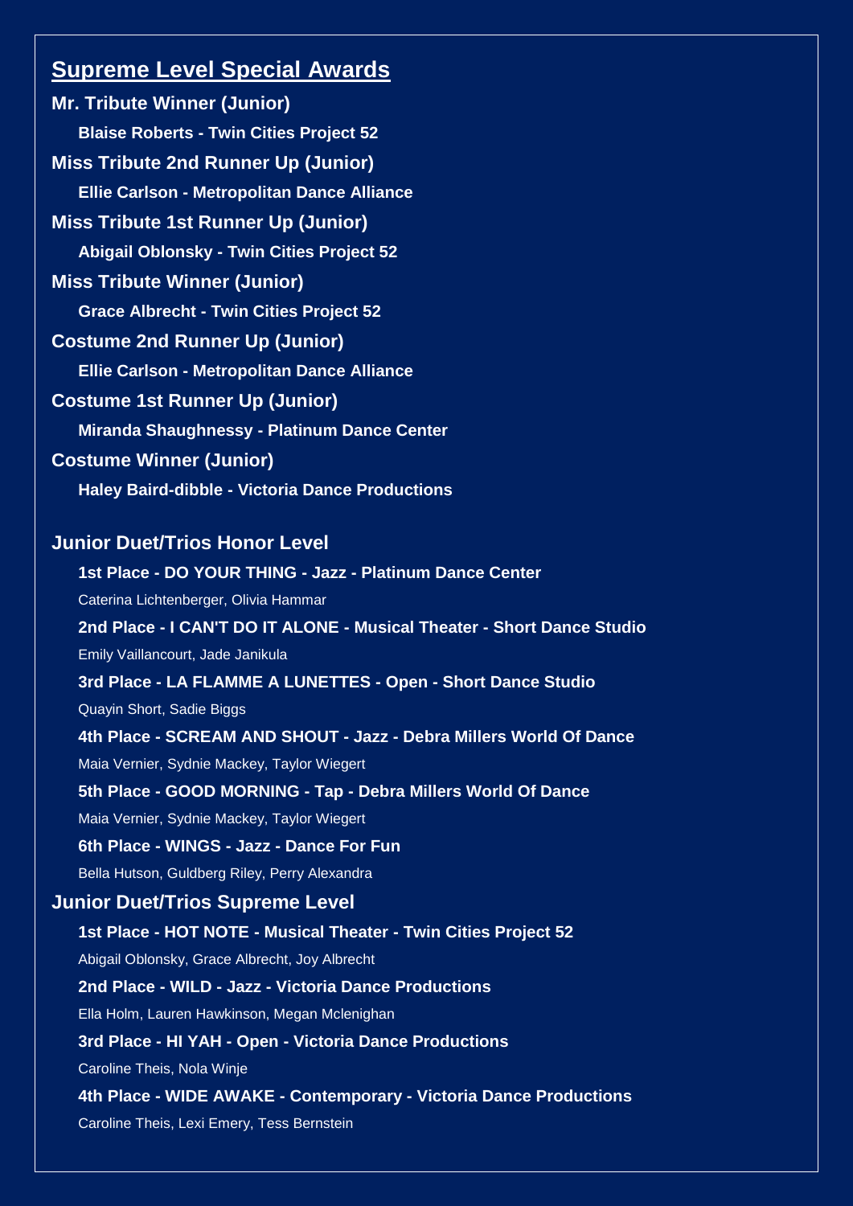## Supreme Level Special Awards

**Mr. Tribute Winner (Junior)**

**Blaise Roberts - Twin Cities Project 52**

**Miss Tribute 2nd Runner Up (Junior)**

**Ellie Carlson - Metropolitan Dance Alliance**

**Miss Tribute 1st Runner Up (Junior)**

**Abigail Oblonsky - Twin Cities Project 52**

**Miss Tribute Winner (Junior)**

**Grace Albrecht - Twin Cities Project 52**

**Costume 2nd Runner Up (Junior)**

**Ellie Carlson - Metropolitan Dance Alliance**

**Costume 1st Runner Up (Junior)**

**Miranda Shaughnessy - Platinum Dance Center**

**Costume Winner (Junior)**

**Haley Baird-dibble - Victoria Dance Productions**

### Junior Duet/Trios Honor Level

**1st Place - DO YOUR THING - Jazz - Platinum Dance Center**

Caterina Lichtenberger, Olivia Hammar

**2nd Place - I CAN'T DO IT ALONE - Musical Theater - Short Dance Studio**

Emily Vaillancourt, Jade Janikula

**3rd Place - LA FLAMME A LUNETTES - Open - Short Dance Studio**

Quayin Short, Sadie Biggs

**4th Place - SCREAM AND SHOUT - Jazz - Debra Millers World Of Dance**

Maia Vernier, Sydnie Mackey, Taylor Wiegert

**5th Place - GOOD MORNING - Tap - Debra Millers World Of Dance**

Maia Vernier, Sydnie Mackey, Taylor Wiegert

**6th Place - WINGS - Jazz - Dance For Fun**

Bella Hutson, Guldberg Riley, Perry Alexandra

### Junior Duet/Trios Supreme Level

**1st Place - HOT NOTE - Musical Theater - Twin Cities Project 52**

Abigail Oblonsky, Grace Albrecht, Joy Albrecht

**2nd Place - WILD - Jazz - Victoria Dance Productions**

Ella Holm, Lauren Hawkinson, Megan Mclenighan

**3rd Place - HI YAH - Open - Victoria Dance Productions**

Caroline Theis, Nola Winje

**4th Place - WIDE AWAKE - Contemporary - Victoria Dance Productions**

Caroline Theis, Lexi Emery, Tess Bernstein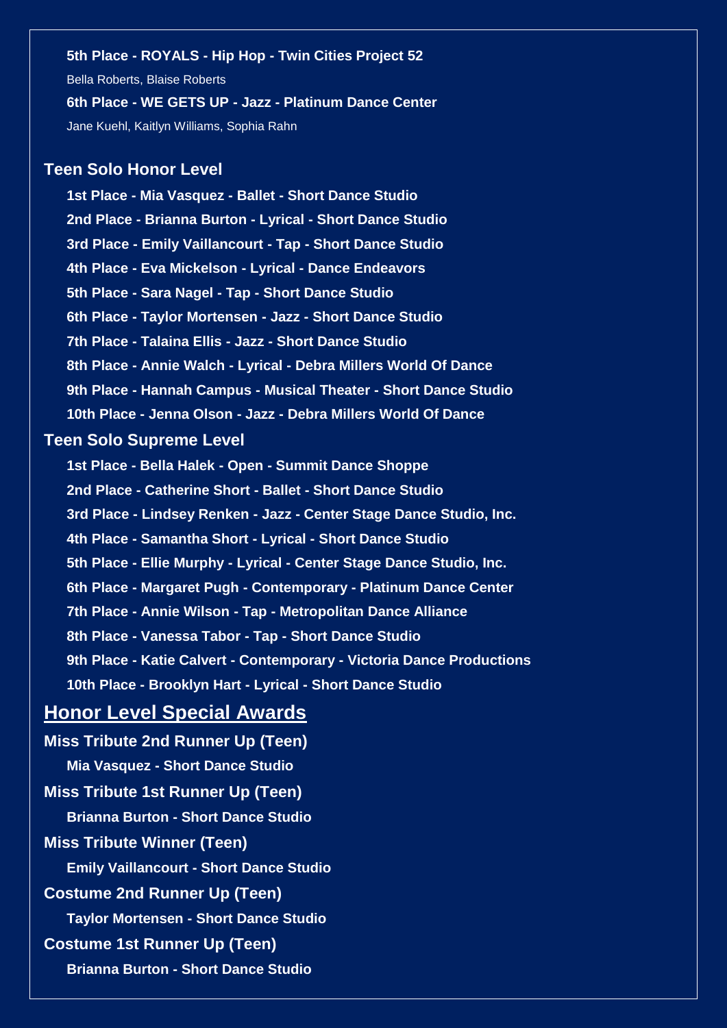**5th Place - ROYALS - Hip Hop - Twin Cities Project 52**

Bella Roberts, Blaise Roberts

**6th Place - WE GETS UP - Jazz - Platinum Dance Center**

Jane Kuehl, Kaitlyn Williams, Sophia Rahn

### Teen Solo Honor Level

**1st Place - Mia Vasquez - Ballet - Short Dance Studio**

**2nd Place - Brianna Burton - Lyrical - Short Dance Studio**

**3rd Place - Emily Vaillancourt - Tap - Short Dance Studio**

**4th Place - Eva Mickelson - Lyrical - Dance Endeavors**

**5th Place - Sara Nagel - Tap - Short Dance Studio**

**6th Place - Taylor Mortensen - Jazz - Short Dance Studio**

**7th Place - Talaina Ellis - Jazz - Short Dance Studio**

**8th Place - Annie Walch - Lyrical - Debra Millers World Of Dance**

**9th Place - Hannah Campus - Musical Theater - Short Dance Studio**

**10th Place - Jenna Olson - Jazz - Debra Millers World Of Dance**

### Teen Solo Supreme Level

**1st Place - Bella Halek - Open - Summit Dance Shoppe**

**2nd Place - Catherine Short - Ballet - Short Dance Studio**

**3rd Place - Lindsey Renken - Jazz - Center Stage Dance Studio, Inc.**

**4th Place - Samantha Short - Lyrical - Short Dance Studio**

**5th Place - Ellie Murphy - Lyrical - Center Stage Dance Studio, Inc.**

**6th Place - Margaret Pugh - Contemporary - Platinum Dance Center**

**7th Place - Annie Wilson - Tap - Metropolitan Dance Alliance**

**8th Place - Vanessa Tabor - Tap - Short Dance Studio**

**9th Place - Katie Calvert - Contemporary - Victoria Dance Productions**

**10th Place - Brooklyn Hart - Lyrical - Short Dance Studio**

## Honor Level Special Awards

### Miss Tribute 2nd Runner Up (Teen)

**Mia Vasquez - Short Dance Studio**

### Miss Tribute 1st Runner Up (Teen)

**Brianna Burton - Short Dance Studio**

### Miss Tribute Winner (Teen)

**Emily Vaillancourt - Short Dance Studio**

### Costume 2nd Runner Up (Teen)

**Taylor Mortensen - Short Dance Studio**

### Costume 1st Runner Up (Teen)

**Brianna Burton - Short Dance Studio**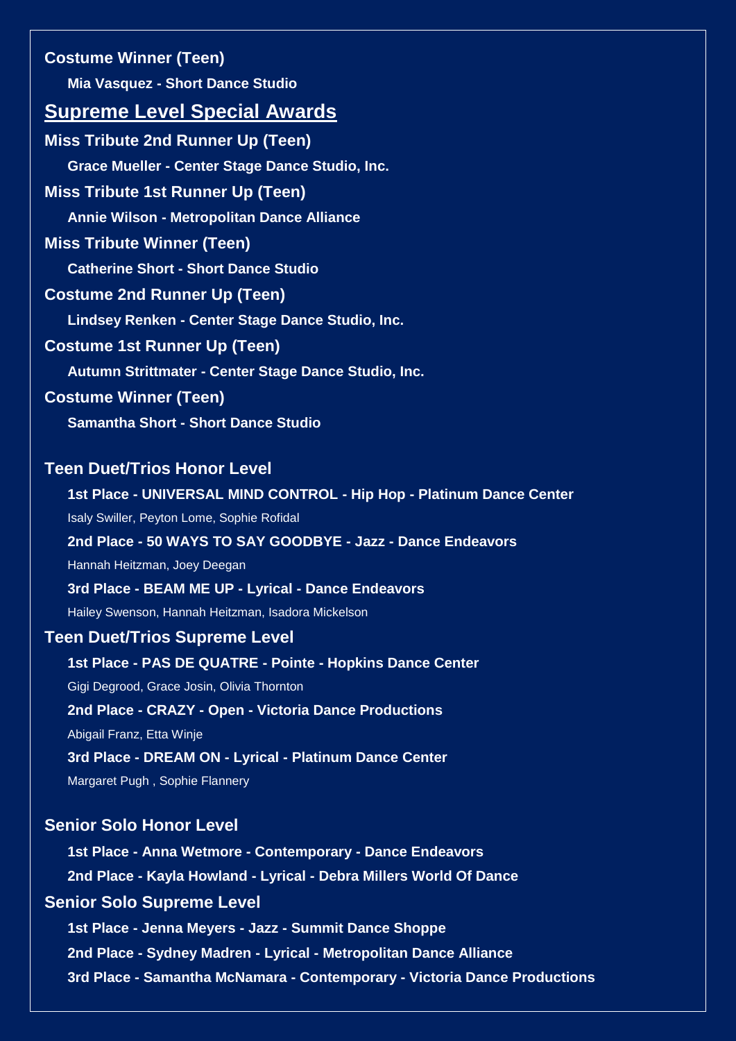**Costume Winner (Teen)**

**Mia Vasquez - Short Dance Studio**

## Supreme Level Special Awards

**Miss Tribute 2nd Runner Up (Teen)**

**Grace Mueller - Center Stage Dance Studio, Inc.**

**Miss Tribute 1st Runner Up (Teen)**

**Annie Wilson - Metropolitan Dance Alliance**

**Miss Tribute Winner (Teen)**

**Catherine Short - Short Dance Studio**

**Costume 2nd Runner Up (Teen)**

**Lindsey Renken - Center Stage Dance Studio, Inc.**

**Costume 1st Runner Up (Teen)**

**Autumn Strittmater - Center Stage Dance Studio, Inc.**

**Costume Winner (Teen)**

**Samantha Short - Short Dance Studio**

### Teen Duet/Trios Honor Level

**1st Place - UNIVERSAL MIND CONTROL - Hip Hop - Platinum Dance Center**

Isaly Swiller, Peyton Lome, Sophie Rofidal

**2nd Place - 50 WAYS TO SAY GOODBYE - Jazz - Dance Endeavors**

Hannah Heitzman, Joey Deegan

**3rd Place - BEAM ME UP - Lyrical - Dance Endeavors**

Hailey Swenson, Hannah Heitzman, Isadora Mickelson

### Teen Duet/Trios Supreme Level

**1st Place - PAS DE QUATRE - Pointe - Hopkins Dance Center**

Gigi Degrood, Grace Josin, Olivia Thornton

**2nd Place - CRAZY - Open - Victoria Dance Productions**

Abigail Franz, Etta Winje

**3rd Place - DREAM ON - Lyrical - Platinum Dance Center**

Margaret Pugh , Sophie Flannery

### Senior Solo Honor Level

**1st Place - Anna Wetmore - Contemporary - Dance Endeavors**

**2nd Place - Kayla Howland - Lyrical - Debra Millers World Of Dance**

### Senior Solo Supreme Level

**1st Place - Jenna Meyers - Jazz - Summit Dance Shoppe**

**2nd Place - Sydney Madren - Lyrical - Metropolitan Dance Alliance**

**3rd Place - Samantha McNamara - Contemporary - Victoria Dance Productions**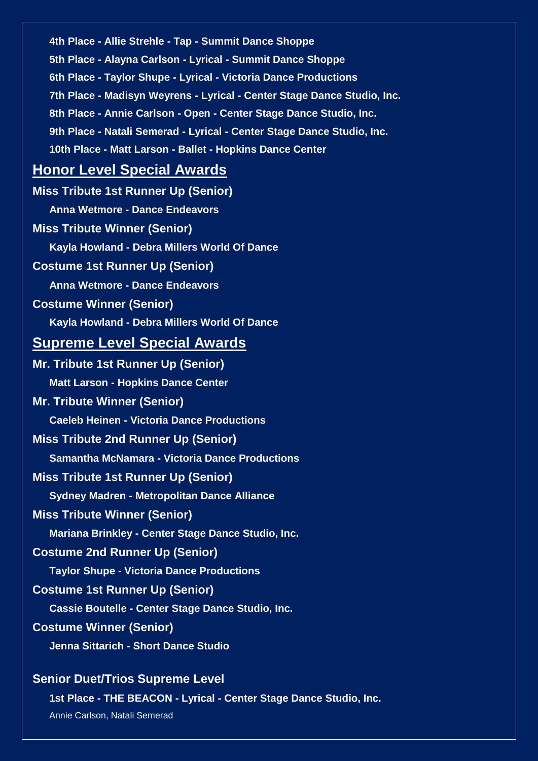**4th Place - Allie Strehle - Tap - Summit Dance Shoppe**

**5th Place - Alayna Carlson - Lyrical - Summit Dance Shoppe**

**6th Place - Taylor Shupe - Lyrical - Victoria Dance Productions**

**7th Place - Madisyn Weyrens - Lyrical - Center Stage Dance Studio, Inc.**

**8th Place - Annie Carlson - Open - Center Stage Dance Studio, Inc.**

**9th Place - Natali Semerad - Lyrical - Center Stage Dance Studio, Inc.**

**10th Place - Matt Larson - Ballet - Hopkins Dance Center**

## Honor Level Special Awards

**Miss Tribute 1st Runner Up (Senior)**

**Anna Wetmore - Dance Endeavors**

**Miss Tribute Winner (Senior)**

**Kayla Howland - Debra Millers World Of Dance**

**Costume 1st Runner Up (Senior)**

**Anna Wetmore - Dance Endeavors**

**Costume Winner (Senior)**

**Kayla Howland - Debra Millers World Of Dance**

## Supreme Level Special Awards

**Mr. Tribute 1st Runner Up (Senior)**

**Matt Larson - Hopkins Dance Center**

**Mr. Tribute Winner (Senior)**

**Caeleb Heinen - Victoria Dance Productions**

**Miss Tribute 2nd Runner Up (Senior)**

**Samantha McNamara - Victoria Dance Productions**

**Miss Tribute 1st Runner Up (Senior)**

**Sydney Madren - Metropolitan Dance Alliance**

**Miss Tribute Winner (Senior)**

**Mariana Brinkley - Center Stage Dance Studio, Inc.**

**Costume 2nd Runner Up (Senior)**

**Taylor Shupe - Victoria Dance Productions**

**Costume 1st Runner Up (Senior)**

**Cassie Boutelle - Center Stage Dance Studio, Inc.**

**Costume Winner (Senior)**

**Jenna Sittarich - Short Dance Studio**

### Senior Duet/Trios Supreme Level

**1st Place - THE BEACON - Lyrical - Center Stage Dance Studio, Inc.**

Annie Carlson, Natali Semerad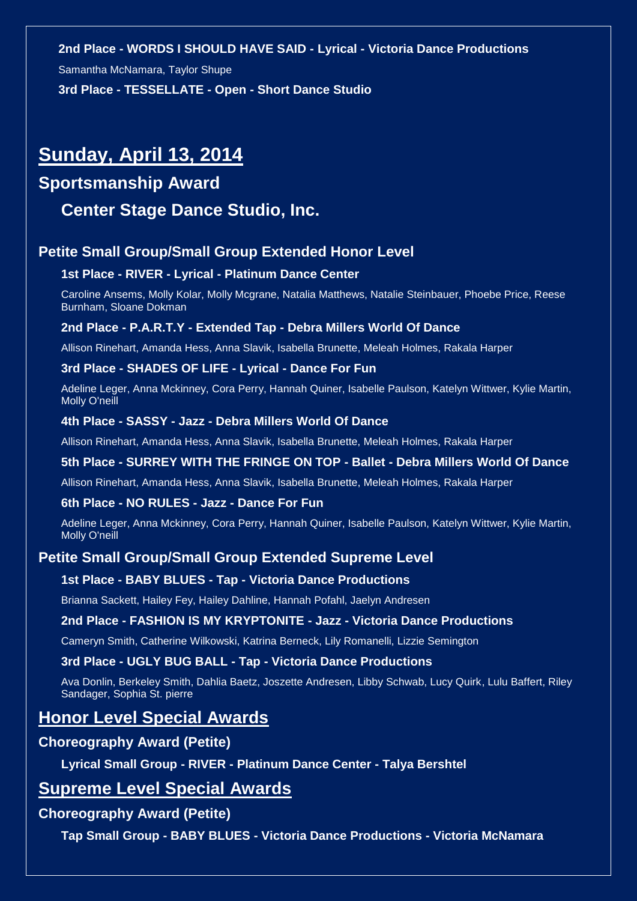**2nd Place - WORDS I SHOULD HAVE SAID - Lyrical - Victoria Dance Productions**

Samantha McNamara, Taylor Shupe

**3rd Place - TESSELLATE - Open - Short Dance Studio**

# Sunday, April 13, 2014

## Sportsmanship Award

### Center Stage Dance Studio, Inc.

## Petite Small Group/Small Group Extended Honor Level

**1st Place - RIVER - Lyrical - Platinum Dance Center**

Caroline Ansems, Molly Kolar, Molly Mcgrane, Natalia Matthews, Natalie Steinbauer, Phoebe Price, Reese Burnham, Sloane Dokman

**2nd Place - P.A.R.T.Y - Extended Tap - Debra Millers World Of Dance**

Allison Rinehart, Amanda Hess, Anna Slavik, Isabella Brunette, Meleah Holmes, Rakala Harper

**3rd Place - SHADES OF LIFE - Lyrical - Dance For Fun**

Adeline Leger, Anna Mckinney, Cora Perry, Hannah Quiner, Isabelle Paulson, Katelyn Wittwer, Kylie Martin, Molly O'neill

**4th Place - SASSY - Jazz - Debra Millers World Of Dance**

Allison Rinehart, Amanda Hess, Anna Slavik, Isabella Brunette, Meleah Holmes, Rakala Harper

**5th Place - SURREY WITH THE FRINGE ON TOP - Ballet - Debra Millers World Of Dance**

Allison Rinehart, Amanda Hess, Anna Slavik, Isabella Brunette, Meleah Holmes, Rakala Harper

**6th Place - NO RULES - Jazz - Dance For Fun**

Adeline Leger, Anna Mckinney, Cora Perry, Hannah Quiner, Isabelle Paulson, Katelyn Wittwer, Kylie Martin, Molly O'neill

## Petite Small Group/Small Group Extended Supreme Level

**1st Place - BABY BLUES - Tap - Victoria Dance Productions**

Brianna Sackett, Hailey Fey, Hailey Dahline, Hannah Pofahl, Jaelyn Andresen

**2nd Place - FASHION IS MY KRYPTONITE - Jazz - Victoria Dance Productions**

Cameryn Smith, Catherine Wilkowski, Katrina Berneck, Lily Romanelli, Lizzie Semington

**3rd Place - UGLY BUG BALL - Tap - Victoria Dance Productions**

Ava Donlin, Berkeley Smith, Dahlia Baetz, Joszette Andresen, Libby Schwab, Lucy Quirk, Lulu Baffert, Riley Sandager, Sophia St. pierre

# Honor Level Special Awards

## Choreography Award (Petite)

**Lyrical Small Group - RIVER - Platinum Dance Center - Talya Bershtel**

# Supreme Level Special Awards

## Choreography Award (Petite)

**Tap Small Group - BABY BLUES - Victoria Dance Productions - Victoria McNamara**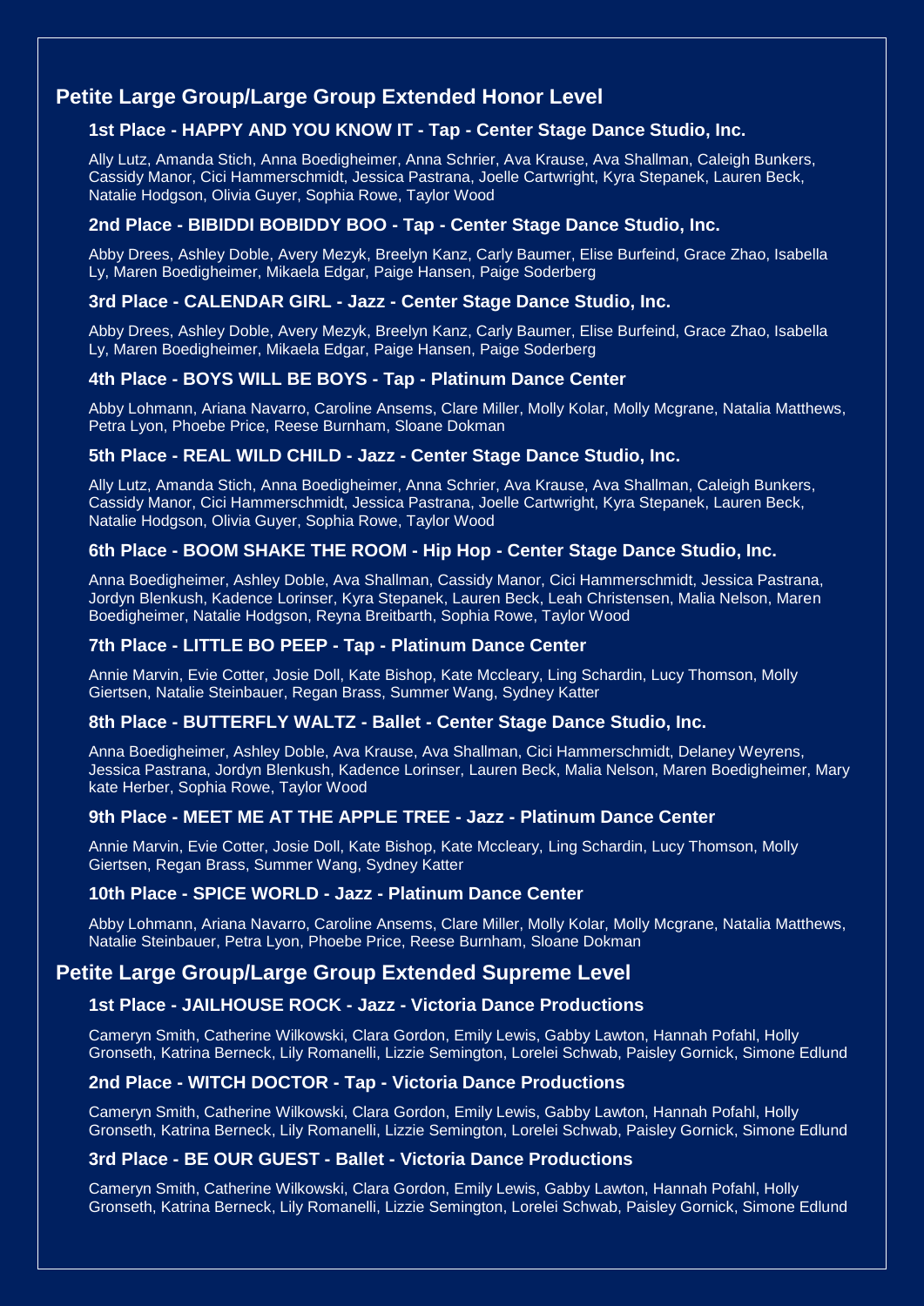## Petite Large Group/Large Group Extended Honor Level

### 1st Place - HAPPY AND YOU KNOW IT - Tap - Center Stage Dance Studio, Inc.

Ally Lutz, Amanda Stich, Anna Boedigheimer, Anna Schrier, Ava Krause, Ava Shallman, Caleigh Bunkers, Cassidy Manor, Cici Hammerschmidt, Jessica Pastrana, Joelle Cartwright, Kyra Stepanek, Lauren Beck, Natalie Hodgson, Olivia Guyer, Sophia Rowe, Taylor Wood

### 2nd Place - BIBIDDI BOBIDDY BOO - Tap - Center Stage Dance Studio, Inc.

Abby Drees, Ashley Doble, Avery Mezyk, Breelyn Kanz, Carly Baumer, Elise Burfeind, Grace Zhao, Isabella Ly, Maren Boedigheimer, Mikaela Edgar, Paige Hansen, Paige Soderberg

### 3rd Place - CALENDAR GIRL - Jazz - Center Stage Dance Studio, Inc.

Abby Drees, Ashley Doble, Avery Mezyk, Breelyn Kanz, Carly Baumer, Elise Burfeind, Grace Zhao, Isabella Ly, Maren Boedigheimer, Mikaela Edgar, Paige Hansen, Paige Soderberg

### 4th Place - BOYS WILL BE BOYS - Tap - Platinum Dance Center

Abby Lohmann, Ariana Navarro, Caroline Ansems, Clare Miller, Molly Kolar, Molly Mcgrane, Natalia Matthews, Petra Lyon, Phoebe Price, Reese Burnham, Sloane Dokman

### 5th Place - REAL WILD CHILD - Jazz - Center Stage Dance Studio, Inc.

Ally Lutz, Amanda Stich, Anna Boedigheimer, Anna Schrier, Ava Krause, Ava Shallman, Caleigh Bunkers, Cassidy Manor, Cici Hammerschmidt, Jessica Pastrana, Joelle Cartwright, Kyra Stepanek, Lauren Beck, Natalie Hodgson, Olivia Guyer, Sophia Rowe, Taylor Wood

### 6th Place - BOOM SHAKE THE ROOM - Hip Hop - Center Stage Dance Studio, Inc.

Anna Boedigheimer, Ashley Doble, Ava Shallman, Cassidy Manor, Cici Hammerschmidt, Jessica Pastrana, Jordyn Blenkush, Kadence Lorinser, Kyra Stepanek, Lauren Beck, Leah Christensen, Malia Nelson, Maren Boedigheimer, Natalie Hodgson, Reyna Breitbarth, Sophia Rowe, Taylor Wood

### 7th Place - LITTLE BO PEEP - Tap - Platinum Dance Center

Annie Marvin, Evie Cotter, Josie Doll, Kate Bishop, Kate Mccleary, Ling Schardin, Lucy Thomson, Molly Giertsen, Natalie Steinbauer, Regan Brass, Summer Wang, Sydney Katter

### 8th Place - BUTTERFLY WALTZ - Ballet - Center Stage Dance Studio, Inc.

Anna Boedigheimer, Ashley Doble, Ava Krause, Ava Shallman, Cici Hammerschmidt, Delaney Weyrens, Jessica Pastrana, Jordyn Blenkush, Kadence Lorinser, Lauren Beck, Malia Nelson, Maren Boedigheimer, Mary kate Herber, Sophia Rowe, Taylor Wood

### 9th Place - MEET ME AT THE APPLE TREE - Jazz - Platinum Dance Center

Annie Marvin, Evie Cotter, Josie Doll, Kate Bishop, Kate Mccleary, Ling Schardin, Lucy Thomson, Molly Giertsen, Regan Brass, Summer Wang, Sydney Katter

### 10th Place - SPICE WORLD - Jazz - Platinum Dance Center

Abby Lohmann, Ariana Navarro, Caroline Ansems, Clare Miller, Molly Kolar, Molly Mcgrane, Natalia Matthews, Natalie Steinbauer, Petra Lyon, Phoebe Price, Reese Burnham, Sloane Dokman

## Petite Large Group/Large Group Extended Supreme Level

### 1st Place - JAILHOUSE ROCK - Jazz - Victoria Dance Productions

Cameryn Smith, Catherine Wilkowski, Clara Gordon, Emily Lewis, Gabby Lawton, Hannah Pofahl, Holly Gronseth, Katrina Berneck, Lily Romanelli, Lizzie Semington, Lorelei Schwab, Paisley Gornick, Simone Edlund

### 2nd Place - WITCH DOCTOR - Tap - Victoria Dance Productions

Cameryn Smith, Catherine Wilkowski, Clara Gordon, Emily Lewis, Gabby Lawton, Hannah Pofahl, Holly Gronseth, Katrina Berneck, Lily Romanelli, Lizzie Semington, Lorelei Schwab, Paisley Gornick, Simone Edlund

### 3rd Place - BE OUR GUEST - Ballet - Victoria Dance Productions

Cameryn Smith, Catherine Wilkowski, Clara Gordon, Emily Lewis, Gabby Lawton, Hannah Pofahl, Holly Gronseth, Katrina Berneck, Lily Romanelli, Lizzie Semington, Lorelei Schwab, Paisley Gornick, Simone Edlund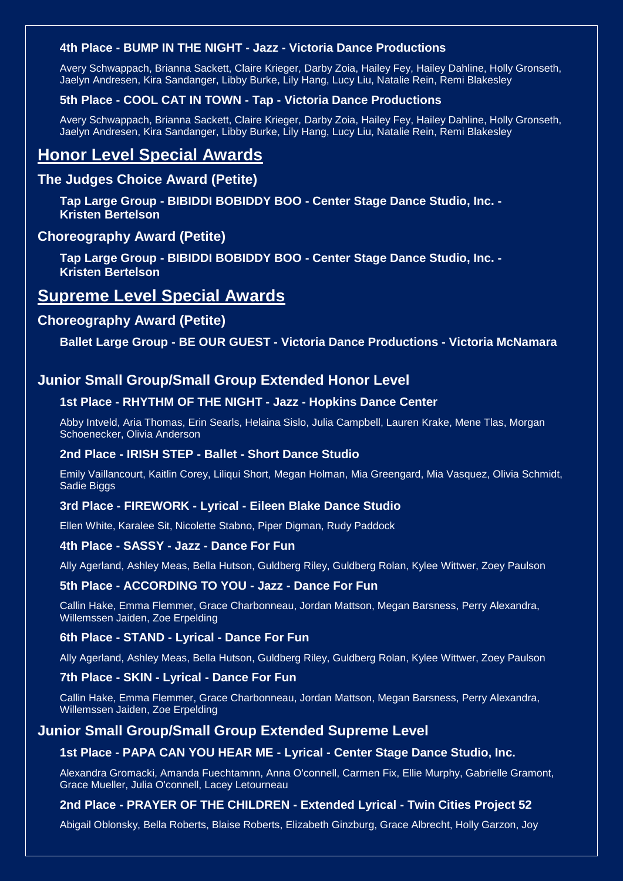#### 4th Place - BUMP IN THE NIGHT - Jazz - Victoria Dance Productions

Avery Schwappach, Brianna Sackett, Claire Krieger, Darby Zoia, Hailey Fey, Hailey Dahline, Holly Gronseth, Jaelyn Andresen, Kira Sandanger, Libby Burke, Lily Hang, Lucy Liu, Natalie Rein, Remi Blakesley

#### 5th Place - COOL CAT IN TOWN - Tap - Victoria Dance Productions

Avery Schwappach, Brianna Sackett, Claire Krieger, Darby Zoia, Hailey Fey, Hailey Dahline, Holly Gronseth, Jaelyn Andresen, Kira Sandanger, Libby Burke, Lily Hang, Lucy Liu, Natalie Rein, Remi Blakesley

## Honor Level Special Awards

### The Judges Choice Award (Petite)

**Tap Large Group - BIBIDDI BOBIDDY BOO - Center Stage Dance Studio, Inc. - Kristen Bertelson**

### Choreography Award (Petite)

**Tap Large Group - BIBIDDI BOBIDDY BOO - Center Stage Dance Studio, Inc. - Kristen Bertelson**

## Supreme Level Special Awards

### Choreography Award (Petite)

**Ballet Large Group - BE OUR GUEST - Victoria Dance Productions - Victoria McNamara**

### Junior Small Group/Small Group Extended Honor Level

#### 1st Place - RHYTHM OF THE NIGHT - Jazz - Hopkins Dance Center

Abby Intveld, Aria Thomas, Erin Searls, Helaina Sislo, Julia Campbell, Lauren Krake, Mene Tlas, Morgan Schoenecker, Olivia Anderson

#### 2nd Place - IRISH STEP - Ballet - Short Dance Studio

Emily Vaillancourt, Kaitlin Corey, Liliqui Short, Megan Holman, Mia Greengard, Mia Vasquez, Olivia Schmidt, Sadie Biggs

#### 3rd Place - FIREWORK - Lyrical - Eileen Blake Dance Studio

Ellen White, Karalee Sit, Nicolette Stabno, Piper Digman, Rudy Paddock

#### 4th Place - SASSY - Jazz - Dance For Fun

Ally Agerland, Ashley Meas, Bella Hutson, Guldberg Riley, Guldberg Rolan, Kylee Wittwer, Zoey Paulson

#### 5th Place - ACCORDING TO YOU - Jazz - Dance For Fun

Callin Hake, Emma Flemmer, Grace Charbonneau, Jordan Mattson, Megan Barsness, Perry Alexandra, Willemssen Jaiden, Zoe Erpelding

#### 6th Place - STAND - Lyrical - Dance For Fun

Ally Agerland, Ashley Meas, Bella Hutson, Guldberg Riley, Guldberg Rolan, Kylee Wittwer, Zoey Paulson

#### 7th Place - SKIN - Lyrical - Dance For Fun

Callin Hake, Emma Flemmer, Grace Charbonneau, Jordan Mattson, Megan Barsness, Perry Alexandra, Willemssen Jaiden, Zoe Erpelding

### Junior Small Group/Small Group Extended Supreme Level

#### 1st Place - PAPA CAN YOU HEAR ME - Lyrical - Center Stage Dance Studio, Inc.

Alexandra Gromacki, Amanda Fuechtamnn, Anna O'connell, Carmen Fix, Ellie Murphy, Gabrielle Gramont, Grace Mueller, Julia O'connell, Lacey Letourneau

#### 2nd Place - PRAYER OF THE CHILDREN - Extended Lyrical - Twin Cities Project 52

Abigail Oblonsky, Bella Roberts, Blaise Roberts, Elizabeth Ginzburg, Grace Albrecht, Holly Garzon, Joy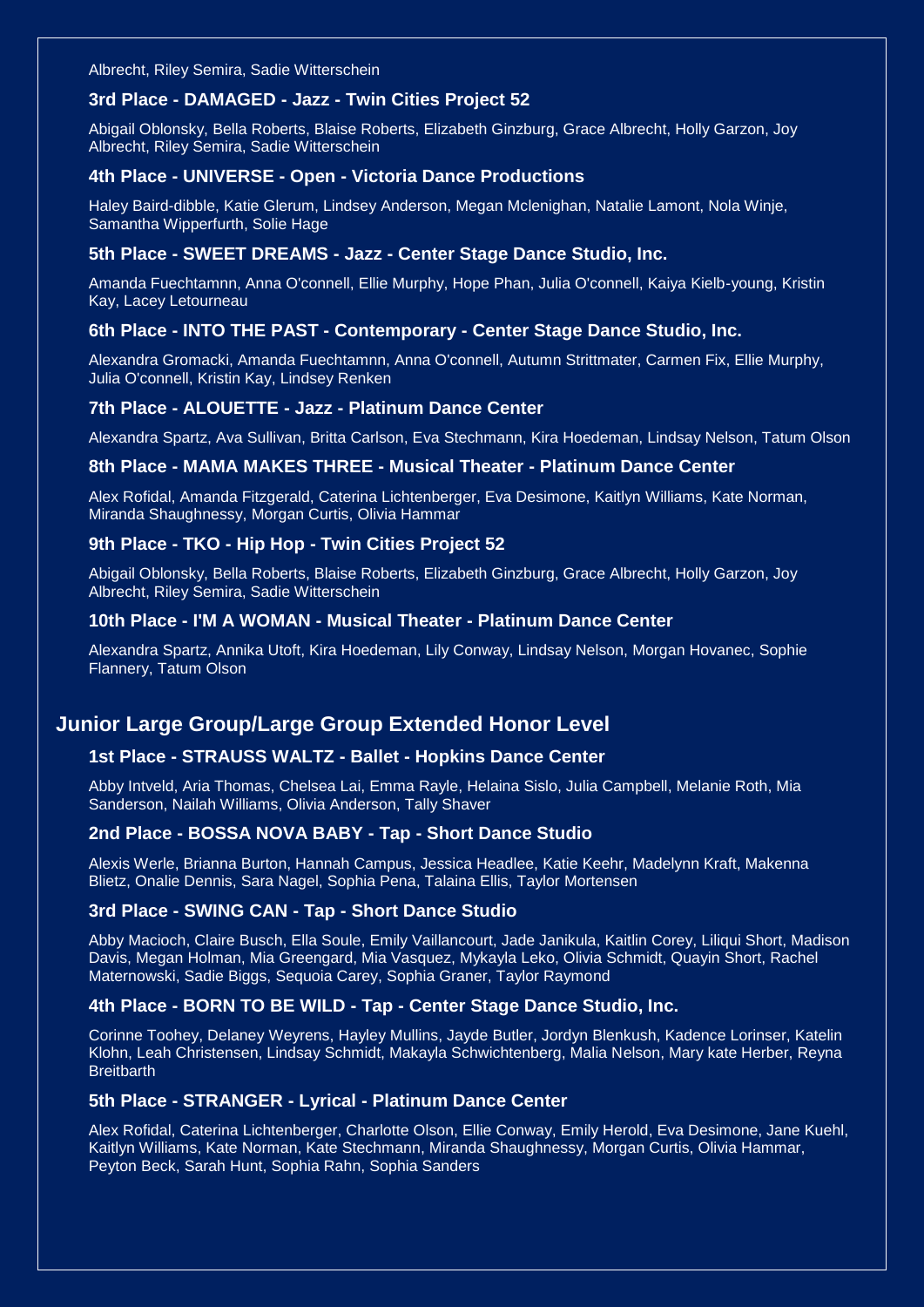Albrecht, Riley Semira, Sadie Witterschein

### 3rd Place - DAMAGED - Jazz - Twin Cities Project 52

Abigail Oblonsky, Bella Roberts, Blaise Roberts, Elizabeth Ginzburg, Grace Albrecht, Holly Garzon, Joy Albrecht, Riley Semira, Sadie Witterschein

### 4th Place - UNIVERSE - Open - Victoria Dance Productions

Haley Baird-dibble, Katie Glerum, Lindsey Anderson, Megan Mclenighan, Natalie Lamont, Nola Winje, Samantha Wipperfurth, Solie Hage

### 5th Place - SWEET DREAMS - Jazz - Center Stage Dance Studio, Inc.

Amanda Fuechtamnn, Anna O'connell, Ellie Murphy, Hope Phan, Julia O'connell, Kaiya Kielb-young, Kristin Kay, Lacey Letourneau

### 6th Place - INTO THE PAST - Contemporary - Center Stage Dance Studio, Inc.

Alexandra Gromacki, Amanda Fuechtamnn, Anna O'connell, Autumn Strittmater, Carmen Fix, Ellie Murphy, Julia O'connell, Kristin Kay, Lindsey Renken

### 7th Place - ALOUETTE - Jazz - Platinum Dance Center

Alexandra Spartz, Ava Sullivan, Britta Carlson, Eva Stechmann, Kira Hoedeman, Lindsay Nelson, Tatum Olson

### 8th Place - MAMA MAKES THREE - Musical Theater - Platinum Dance Center

Alex Rofidal, Amanda Fitzgerald, Caterina Lichtenberger, Eva Desimone, Kaitlyn Williams, Kate Norman, Miranda Shaughnessy, Morgan Curtis, Olivia Hammar

### 9th Place - TKO - Hip Hop - Twin Cities Project 52

Abigail Oblonsky, Bella Roberts, Blaise Roberts, Elizabeth Ginzburg, Grace Albrecht, Holly Garzon, Joy Albrecht, Riley Semira, Sadie Witterschein

### 10th Place - I'M A WOMAN - Musical Theater - Platinum Dance Center

Alexandra Spartz, Annika Utoft, Kira Hoedeman, Lily Conway, Lindsay Nelson, Morgan Hovanec, Sophie Flannery, Tatum Olson

## Junior Large Group/Large Group Extended Honor Level

### 1st Place - STRAUSS WALTZ - Ballet - Hopkins Dance Center

Abby Intveld, Aria Thomas, Chelsea Lai, Emma Rayle, Helaina Sislo, Julia Campbell, Melanie Roth, Mia Sanderson, Nailah Williams, Olivia Anderson, Tally Shaver

### 2nd Place - BOSSA NOVA BABY - Tap - Short Dance Studio

Alexis Werle, Brianna Burton, Hannah Campus, Jessica Headlee, Katie Keehr, Madelynn Kraft, Makenna Blietz, Onalie Dennis, Sara Nagel, Sophia Pena, Talaina Ellis, Taylor Mortensen

### 3rd Place - SWING CAN - Tap - Short Dance Studio

Abby Macioch, Claire Busch, Ella Soule, Emily Vaillancourt, Jade Janikula, Kaitlin Corey, Liliqui Short, Madison Davis, Megan Holman, Mia Greengard, Mia Vasquez, Mykayla Leko, Olivia Schmidt, Quayin Short, Rachel Maternowski, Sadie Biggs, Sequoia Carey, Sophia Graner, Taylor Raymond

### 4th Place - BORN TO BE WILD - Tap - Center Stage Dance Studio, Inc.

Corinne Toohey, Delaney Weyrens, Hayley Mullins, Jayde Butler, Jordyn Blenkush, Kadence Lorinser, Katelin Klohn, Leah Christensen, Lindsay Schmidt, Makayla Schwichtenberg, Malia Nelson, Mary kate Herber, Reyna Breitbarth

### 5th Place - STRANGER - Lyrical - Platinum Dance Center

Alex Rofidal, Caterina Lichtenberger, Charlotte Olson, Ellie Conway, Emily Herold, Eva Desimone, Jane Kuehl, Kaitlyn Williams, Kate Norman, Kate Stechmann, Miranda Shaughnessy, Morgan Curtis, Olivia Hammar, Peyton Beck, Sarah Hunt, Sophia Rahn, Sophia Sanders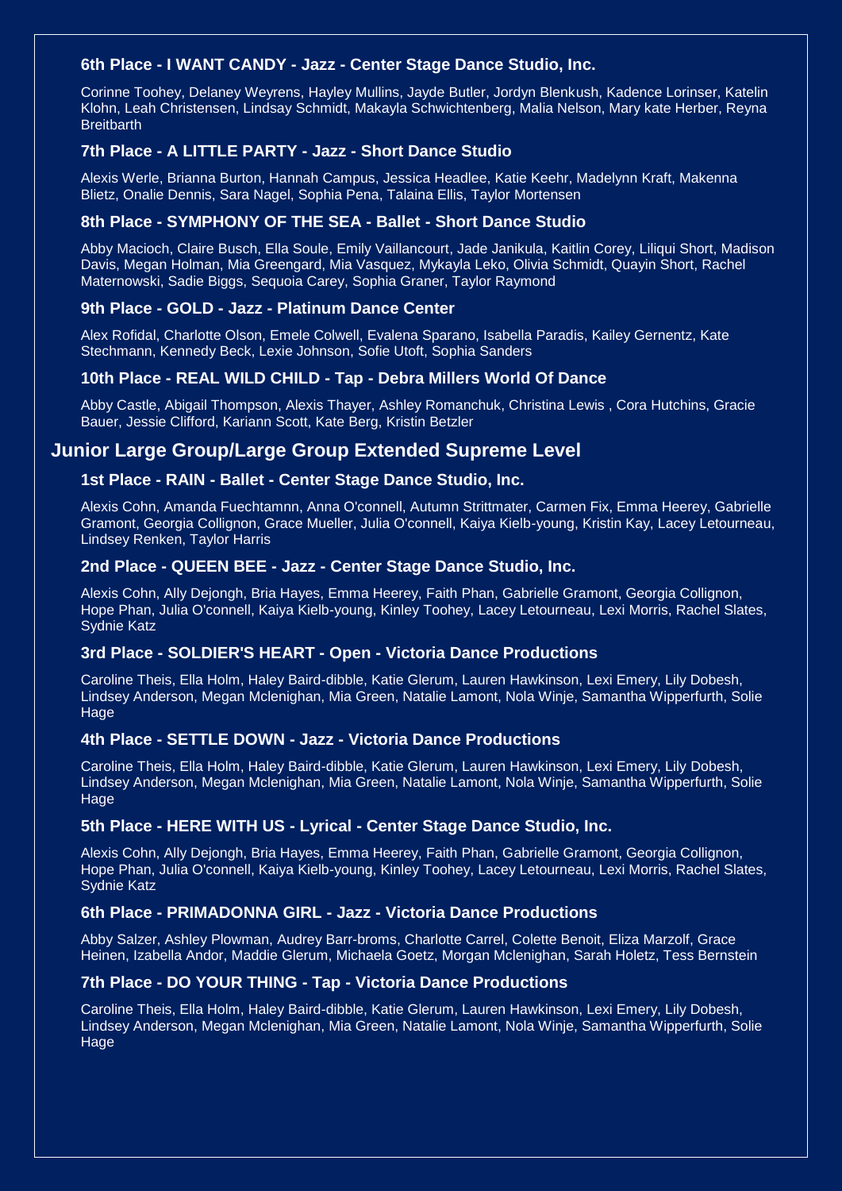### 6th Place - I WANT CANDY - Jazz - Center Stage Dance Studio, Inc.

Corinne Toohey, Delaney Weyrens, Hayley Mullins, Jayde Butler, Jordyn Blenkush, Kadence Lorinser, Katelin Klohn, Leah Christensen, Lindsay Schmidt, Makayla Schwichtenberg, Malia Nelson, Mary kate Herber, Reyna Breitbarth

### 7th Place - A LITTLE PARTY - Jazz - Short Dance Studio

Alexis Werle, Brianna Burton, Hannah Campus, Jessica Headlee, Katie Keehr, Madelynn Kraft, Makenna Blietz, Onalie Dennis, Sara Nagel, Sophia Pena, Talaina Ellis, Taylor Mortensen

### 8th Place - SYMPHONY OF THE SEA - Ballet - Short Dance Studio

Abby Macioch, Claire Busch, Ella Soule, Emily Vaillancourt, Jade Janikula, Kaitlin Corey, Liliqui Short, Madison Davis, Megan Holman, Mia Greengard, Mia Vasquez, Mykayla Leko, Olivia Schmidt, Quayin Short, Rachel Maternowski, Sadie Biggs, Sequoia Carey, Sophia Graner, Taylor Raymond

### 9th Place - GOLD - Jazz - Platinum Dance Center

Alex Rofidal, Charlotte Olson, Emele Colwell, Evalena Sparano, Isabella Paradis, Kailey Gernentz, Kate Stechmann, Kennedy Beck, Lexie Johnson, Sofie Utoft, Sophia Sanders

### 10th Place - REAL WILD CHILD - Tap - Debra Millers World Of Dance

Abby Castle, Abigail Thompson, Alexis Thayer, Ashley Romanchuk, Christina Lewis , Cora Hutchins, Gracie Bauer, Jessie Clifford, Kariann Scott, Kate Berg, Kristin Betzler

## Junior Large Group/Large Group Extended Supreme Level

### 1st Place - RAIN - Ballet - Center Stage Dance Studio, Inc.

Alexis Cohn, Amanda Fuechtamnn, Anna O'connell, Autumn Strittmater, Carmen Fix, Emma Heerey, Gabrielle Gramont, Georgia Collignon, Grace Mueller, Julia O'connell, Kaiya Kielb-young, Kristin Kay, Lacey Letourneau, Lindsey Renken, Taylor Harris

### 2nd Place - QUEEN BEE - Jazz - Center Stage Dance Studio, Inc.

Alexis Cohn, Ally Dejongh, Bria Hayes, Emma Heerey, Faith Phan, Gabrielle Gramont, Georgia Collignon, Hope Phan, Julia O'connell, Kaiya Kielb-young, Kinley Toohey, Lacey Letourneau, Lexi Morris, Rachel Slates, Sydnie Katz

### 3rd Place - SOLDIER'S HEART - Open - Victoria Dance Productions

Caroline Theis, Ella Holm, Haley Baird-dibble, Katie Glerum, Lauren Hawkinson, Lexi Emery, Lily Dobesh, Lindsey Anderson, Megan Mclenighan, Mia Green, Natalie Lamont, Nola Winje, Samantha Wipperfurth, Solie Hage

### 4th Place - SETTLE DOWN - Jazz - Victoria Dance Productions

Caroline Theis, Ella Holm, Haley Baird-dibble, Katie Glerum, Lauren Hawkinson, Lexi Emery, Lily Dobesh, Lindsey Anderson, Megan Mclenighan, Mia Green, Natalie Lamont, Nola Winje, Samantha Wipperfurth, Solie Hage

### 5th Place - HERE WITH US - Lyrical - Center Stage Dance Studio, Inc.

Alexis Cohn, Ally Dejongh, Bria Hayes, Emma Heerey, Faith Phan, Gabrielle Gramont, Georgia Collignon, Hope Phan, Julia O'connell, Kaiya Kielb-young, Kinley Toohey, Lacey Letourneau, Lexi Morris, Rachel Slates, Sydnie Katz

### 6th Place - PRIMADONNA GIRL - Jazz - Victoria Dance Productions

Abby Salzer, Ashley Plowman, Audrey Barr-broms, Charlotte Carrel, Colette Benoit, Eliza Marzolf, Grace Heinen, Izabella Andor, Maddie Glerum, Michaela Goetz, Morgan Mclenighan, Sarah Holetz, Tess Bernstein

### 7th Place - DO YOUR THING - Tap - Victoria Dance Productions

Caroline Theis, Ella Holm, Haley Baird-dibble, Katie Glerum, Lauren Hawkinson, Lexi Emery, Lily Dobesh, Lindsey Anderson, Megan Mclenighan, Mia Green, Natalie Lamont, Nola Winje, Samantha Wipperfurth, Solie Hage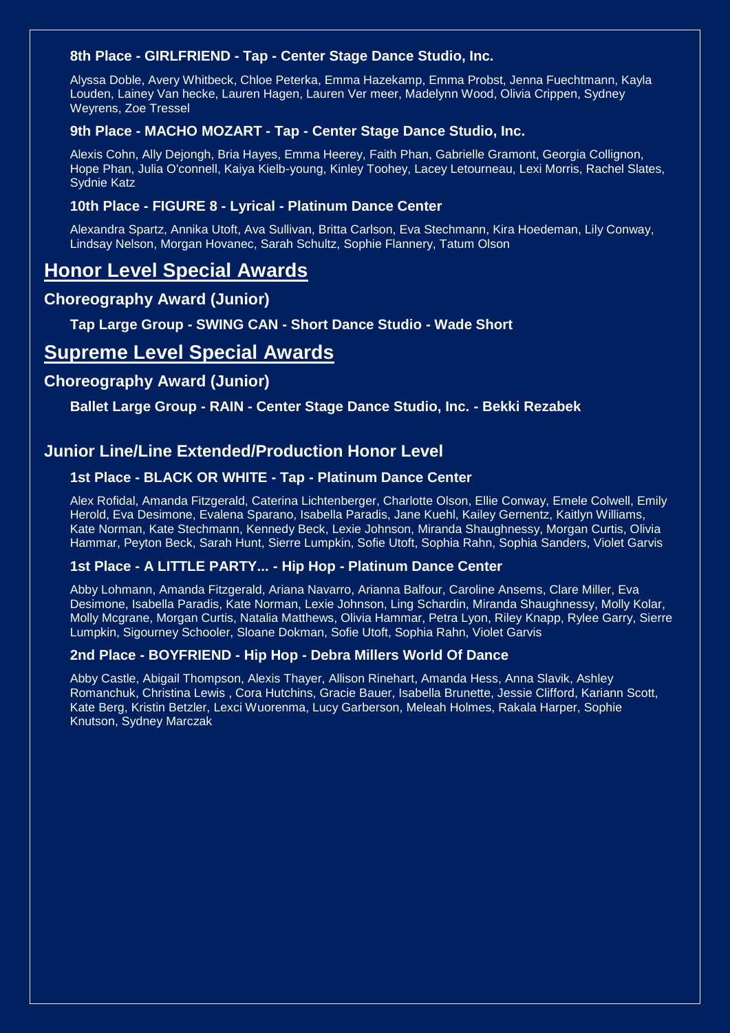### 8th Place - GIRLFRIEND - Tap - Center Stage Dance Studio, Inc.

Alyssa Doble, Avery Whitbeck, Chloe Peterka, Emma Hazekamp, Emma Probst, Jenna Fuechtmann, Kayla Louden, Lainey Van hecke, Lauren Hagen, Lauren Ver meer, Madelynn Wood, Olivia Crippen, Sydney Weyrens, Zoe Tressel

### 9th Place - MACHO MOZART - Tap - Center Stage Dance Studio, Inc.

Alexis Cohn, Ally Dejongh, Bria Hayes, Emma Heerey, Faith Phan, Gabrielle Gramont, Georgia Collignon, Hope Phan, Julia O'connell, Kaiya Kielb-young, Kinley Toohey, Lacey Letourneau, Lexi Morris, Rachel Slates, Sydnie Katz

### 10th Place - FIGURE 8 - Lyrical - Platinum Dance Center

Alexandra Spartz, Annika Utoft, Ava Sullivan, Britta Carlson, Eva Stechmann, Kira Hoedeman, Lily Conway, Lindsay Nelson, Morgan Hovanec, Sarah Schultz, Sophie Flannery, Tatum Olson

# Honor Level Special Awards

## Choreography Award (Junior)

### Tap Large Group - SWING CAN - Short Dance Studio - Wade Short

# Supreme Level Special Awards

## Choreography Award (Junior)

### Ballet Large Group - RAIN - Center Stage Dance Studio, Inc. - Bekki Rezabek

## Junior Line/Line Extended/Production Honor Level

### 1st Place - BLACK OR WHITE - Tap - Platinum Dance Center

Alex Rofidal, Amanda Fitzgerald, Caterina Lichtenberger, Charlotte Olson, Ellie Conway, Emele Colwell, Emily Herold, Eva Desimone, Evalena Sparano, Isabella Paradis, Jane Kuehl, Kailey Gernentz, Kaitlyn Williams, Kate Norman, Kate Stechmann, Kennedy Beck, Lexie Johnson, Miranda Shaughnessy, Morgan Curtis, Olivia Hammar, Peyton Beck, Sarah Hunt, Sierre Lumpkin, Sofie Utoft, Sophia Rahn, Sophia Sanders, Violet Garvis

### 1st Place - A LITTLE PARTY... - Hip Hop - Platinum Dance Center

Abby Lohmann, Amanda Fitzgerald, Ariana Navarro, Arianna Balfour, Caroline Ansems, Clare Miller, Eva Desimone, Isabella Paradis, Kate Norman, Lexie Johnson, Ling Schardin, Miranda Shaughnessy, Molly Kolar, Molly Mcgrane, Morgan Curtis, Natalia Matthews, Olivia Hammar, Petra Lyon, Riley Knapp, Rylee Garry, Sierre Lumpkin, Sigourney Schooler, Sloane Dokman, Sofie Utoft, Sophia Rahn, Violet Garvis

### 2nd Place - BOYFRIEND - Hip Hop - Debra Millers World Of Dance

Abby Castle, Abigail Thompson, Alexis Thayer, Allison Rinehart, Amanda Hess, Anna Slavik, Ashley Romanchuk, Christina Lewis , Cora Hutchins, Gracie Bauer, Isabella Brunette, Jessie Clifford, Kariann Scott, Kate Berg, Kristin Betzler, Lexci Wuorenma, Lucy Garberson, Meleah Holmes, Rakala Harper, Sophie Knutson, Sydney Marczak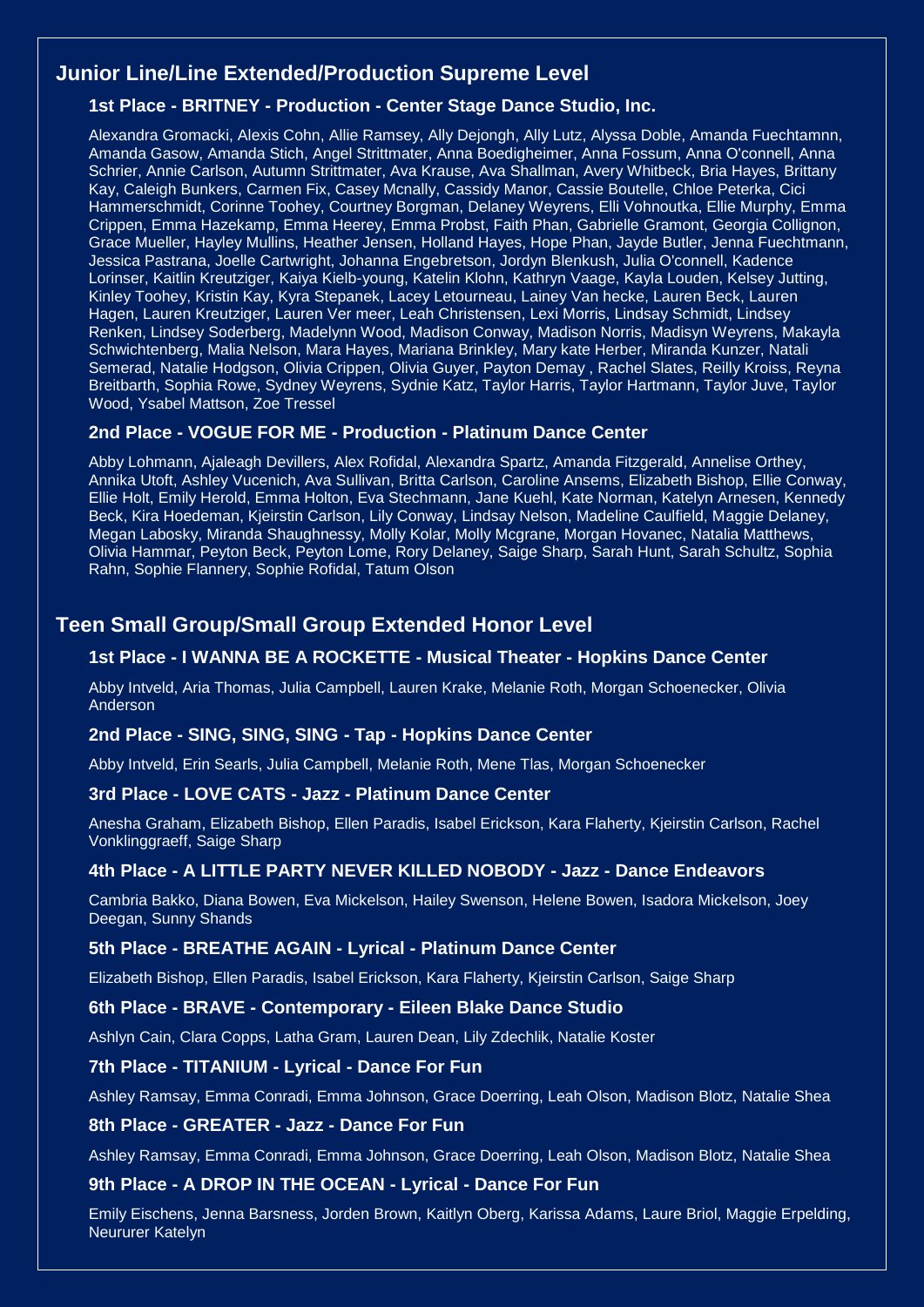## Junior Line/Line Extended/Production Supreme Level

### 1st Place - BRITNEY - Production - Center Stage Dance Studio, Inc.

Alexandra Gromacki, Alexis Cohn, Allie Ramsey, Ally Dejongh, Ally Lutz, Alyssa Doble, Amanda Fuechtamnn, Amanda Gasow, Amanda Stich, Angel Strittmater, Anna Boedigheimer, Anna Fossum, Anna O'connell, Anna Schrier, Annie Carlson, Autumn Strittmater, Ava Krause, Ava Shallman, Avery Whitbeck, Bria Hayes, Brittany Kay, Caleigh Bunkers, Carmen Fix, Casey Mcnally, Cassidy Manor, Cassie Boutelle, Chloe Peterka, Cici Hammerschmidt, Corinne Toohey, Courtney Borgman, Delaney Weyrens, Elli Vohnoutka, Ellie Murphy, Emma Crippen, Emma Hazekamp, Emma Heerey, Emma Probst, Faith Phan, Gabrielle Gramont, Georgia Collignon, Grace Mueller, Hayley Mullins, Heather Jensen, Holland Hayes, Hope Phan, Jayde Butler, Jenna Fuechtmann, Jessica Pastrana, Joelle Cartwright, Johanna Engebretson, Jordyn Blenkush, Julia O'connell, Kadence Lorinser, Kaitlin Kreutziger, Kaiya Kielb-young, Katelin Klohn, Kathryn Vaage, Kayla Louden, Kelsey Jutting, Kinley Toohey, Kristin Kay, Kyra Stepanek, Lacey Letourneau, Lainey Van hecke, Lauren Beck, Lauren Hagen, Lauren Kreutziger, Lauren Ver meer, Leah Christensen, Lexi Morris, Lindsay Schmidt, Lindsey Renken, Lindsey Soderberg, Madelynn Wood, Madison Conway, Madison Norris, Madisyn Weyrens, Makayla Schwichtenberg, Malia Nelson, Mara Hayes, Mariana Brinkley, Mary kate Herber, Miranda Kunzer, Natali Semerad, Natalie Hodgson, Olivia Crippen, Olivia Guyer, Payton Demay , Rachel Slates, Reilly Kroiss, Reyna Breitbarth, Sophia Rowe, Sydney Weyrens, Sydnie Katz, Taylor Harris, Taylor Hartmann, Taylor Juve, Taylor Wood, Ysabel Mattson, Zoe Tressel

### 2nd Place - VOGUE FOR ME - Production - Platinum Dance Center

Abby Lohmann, Ajaleagh Devillers, Alex Rofidal, Alexandra Spartz, Amanda Fitzgerald, Annelise Orthey, Annika Utoft, Ashley Vucenich, Ava Sullivan, Britta Carlson, Caroline Ansems, Elizabeth Bishop, Ellie Conway, Ellie Holt, Emily Herold, Emma Holton, Eva Stechmann, Jane Kuehl, Kate Norman, Katelyn Arnesen, Kennedy Beck, Kira Hoedeman, Kjeirstin Carlson, Lily Conway, Lindsay Nelson, Madeline Caulfield, Maggie Delaney, Megan Labosky, Miranda Shaughnessy, Molly Kolar, Molly Mcgrane, Morgan Hovanec, Natalia Matthews, Olivia Hammar, Peyton Beck, Peyton Lome, Rory Delaney, Saige Sharp, Sarah Hunt, Sarah Schultz, Sophia Rahn, Sophie Flannery, Sophie Rofidal, Tatum Olson

## Teen Small Group/Small Group Extended Honor Level

### 1st Place - I WANNA BE A ROCKETTE - Musical Theater - Hopkins Dance Center

Abby Intveld, Aria Thomas, Julia Campbell, Lauren Krake, Melanie Roth, Morgan Schoenecker, Olivia Anderson

### 2nd Place - SING, SING, SING - Tap - Hopkins Dance Center

Abby Intveld, Erin Searls, Julia Campbell, Melanie Roth, Mene Tlas, Morgan Schoenecker

### 3rd Place - LOVE CATS - Jazz - Platinum Dance Center

Anesha Graham, Elizabeth Bishop, Ellen Paradis, Isabel Erickson, Kara Flaherty, Kjeirstin Carlson, Rachel Vonklinggraeff, Saige Sharp

### 4th Place - A LITTLE PARTY NEVER KILLED NOBODY - Jazz - Dance Endeavors

Cambria Bakko, Diana Bowen, Eva Mickelson, Hailey Swenson, Helene Bowen, Isadora Mickelson, Joey Deegan, Sunny Shands

### 5th Place - BREATHE AGAIN - Lyrical - Platinum Dance Center

Elizabeth Bishop, Ellen Paradis, Isabel Erickson, Kara Flaherty, Kjeirstin Carlson, Saige Sharp

### 6th Place - BRAVE - Contemporary - Eileen Blake Dance Studio

Ashlyn Cain, Clara Copps, Latha Gram, Lauren Dean, Lily Zdechlik, Natalie Koster

### 7th Place - TITANIUM - Lyrical - Dance For Fun

Ashley Ramsay, Emma Conradi, Emma Johnson, Grace Doerring, Leah Olson, Madison Blotz, Natalie Shea

### 8th Place - GREATER - Jazz - Dance For Fun

Ashley Ramsay, Emma Conradi, Emma Johnson, Grace Doerring, Leah Olson, Madison Blotz, Natalie Shea

### 9th Place - A DROP IN THE OCEAN - Lyrical - Dance For Fun

Emily Eischens, Jenna Barsness, Jorden Brown, Kaitlyn Oberg, Karissa Adams, Laure Briol, Maggie Erpelding, Neururer Katelyn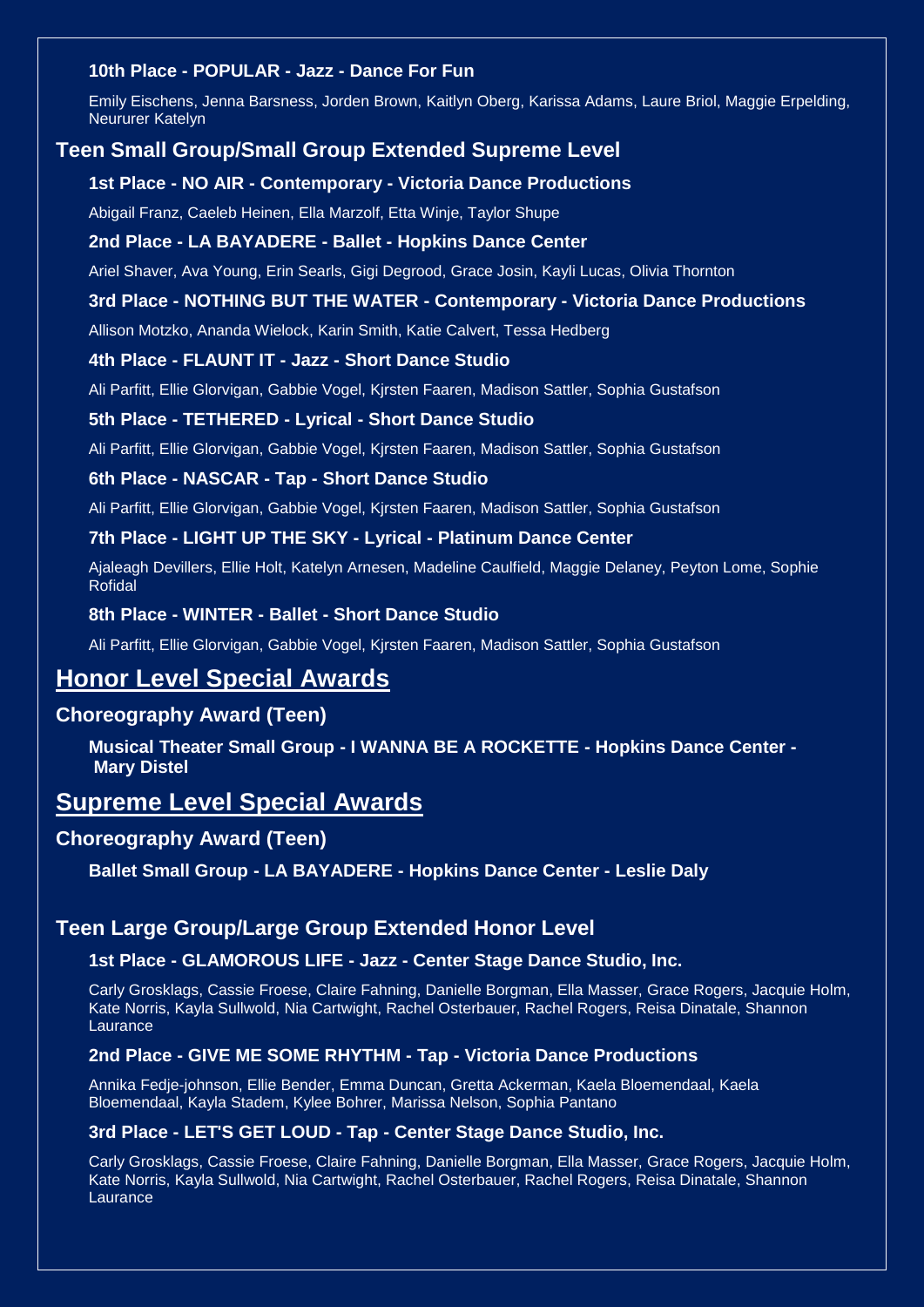### 10th Place - POPULAR - Jazz - Dance For Fun

Emily Eischens, Jenna Barsness, Jorden Brown, Kaitlyn Oberg, Karissa Adams, Laure Briol, Maggie Erpelding, Neururer Katelyn

## Teen Small Group/Small Group Extended Supreme Level

### 1st Place - NO AIR - Contemporary - Victoria Dance Productions

Abigail Franz, Caeleb Heinen, Ella Marzolf, Etta Winje, Taylor Shupe

### 2nd Place - LA BAYADERE - Ballet - Hopkins Dance Center

Ariel Shaver, Ava Young, Erin Searls, Gigi Degrood, Grace Josin, Kayli Lucas, Olivia Thornton

### 3rd Place - NOTHING BUT THE WATER - Contemporary - Victoria Dance Productions

Allison Motzko, Ananda Wielock, Karin Smith, Katie Calvert, Tessa Hedberg

### 4th Place - FLAUNT IT - Jazz - Short Dance Studio

Ali Parfitt, Ellie Glorvigan, Gabbie Vogel, Kjrsten Faaren, Madison Sattler, Sophia Gustafson

### 5th Place - TETHERED - Lyrical - Short Dance Studio

Ali Parfitt, Ellie Glorvigan, Gabbie Vogel, Kjrsten Faaren, Madison Sattler, Sophia Gustafson

### 6th Place - NASCAR - Tap - Short Dance Studio

Ali Parfitt, Ellie Glorvigan, Gabbie Vogel, Kjrsten Faaren, Madison Sattler, Sophia Gustafson

### 7th Place - LIGHT UP THE SKY - Lyrical - Platinum Dance Center

Ajaleagh Devillers, Ellie Holt, Katelyn Arnesen, Madeline Caulfield, Maggie Delaney, Peyton Lome, Sophie Rofidal

### 8th Place - WINTER - Ballet - Short Dance Studio

Ali Parfitt, Ellie Glorvigan, Gabbie Vogel, Kjrsten Faaren, Madison Sattler, Sophia Gustafson

# Honor Level Special Awards

## Choreography Award (Teen)

**Musical Theater Small Group - I WANNA BE A ROCKETTE - Hopkins Dance Center - Mary Distel**

# Supreme Level Special Awards

## Choreography Award (Teen)

**Ballet Small Group - LA BAYADERE - Hopkins Dance Center - Leslie Daly**

## Teen Large Group/Large Group Extended Honor Level

### 1st Place - GLAMOROUS LIFE - Jazz - Center Stage Dance Studio, Inc.

Carly Grosklags, Cassie Froese, Claire Fahning, Danielle Borgman, Ella Masser, Grace Rogers, Jacquie Holm, Kate Norris, Kayla Sullwold, Nia Cartwight, Rachel Osterbauer, Rachel Rogers, Reisa Dinatale, Shannon Laurance

### 2nd Place - GIVE ME SOME RHYTHM - Tap - Victoria Dance Productions

Annika Fedje-johnson, Ellie Bender, Emma Duncan, Gretta Ackerman, Kaela Bloemendaal, Kaela Bloemendaal, Kayla Stadem, Kylee Bohrer, Marissa Nelson, Sophia Pantano

### 3rd Place - LET'S GET LOUD - Tap - Center Stage Dance Studio, Inc.

Carly Grosklags, Cassie Froese, Claire Fahning, Danielle Borgman, Ella Masser, Grace Rogers, Jacquie Holm, Kate Norris, Kayla Sullwold, Nia Cartwight, Rachel Osterbauer, Rachel Rogers, Reisa Dinatale, Shannon Laurance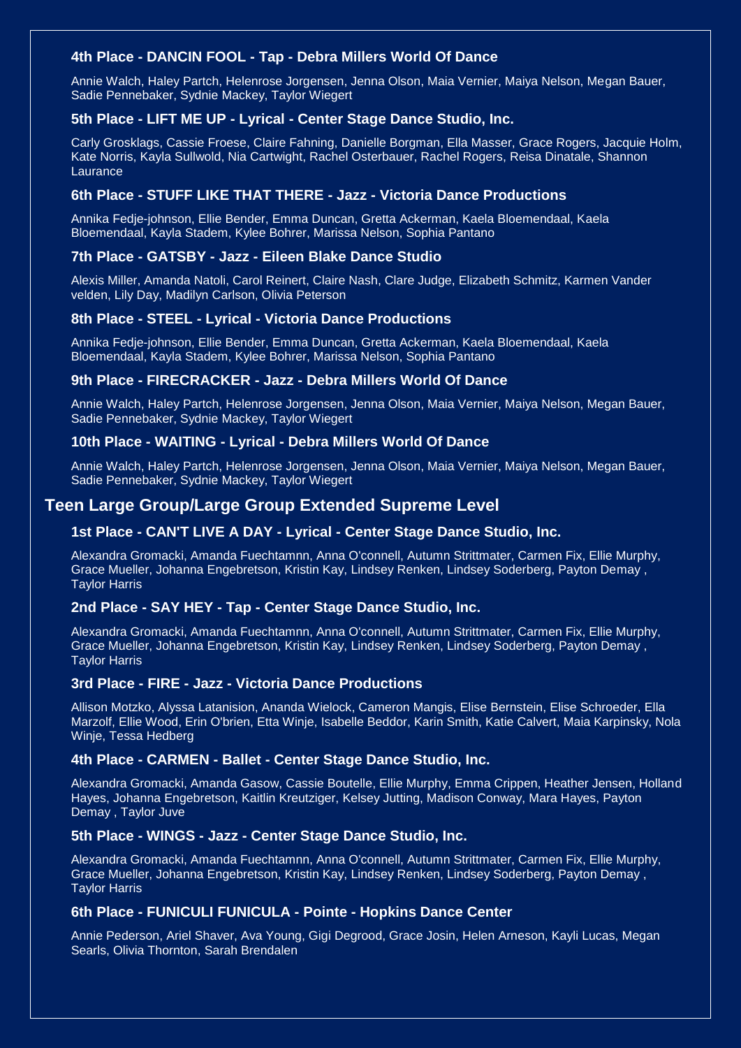### 4th Place - DANCIN FOOL - Tap - Debra Millers World Of Dance

Annie Walch, Haley Partch, Helenrose Jorgensen, Jenna Olson, Maia Vernier, Maiya Nelson, Megan Bauer, Sadie Pennebaker, Sydnie Mackey, Taylor Wiegert

### 5th Place - LIFT ME UP - Lyrical - Center Stage Dance Studio, Inc.

Carly Grosklags, Cassie Froese, Claire Fahning, Danielle Borgman, Ella Masser, Grace Rogers, Jacquie Holm, Kate Norris, Kayla Sullwold, Nia Cartwight, Rachel Osterbauer, Rachel Rogers, Reisa Dinatale, Shannon Laurance

### 6th Place - STUFF LIKE THAT THERE - Jazz - Victoria Dance Productions

Annika Fedje-johnson, Ellie Bender, Emma Duncan, Gretta Ackerman, Kaela Bloemendaal, Kaela Bloemendaal, Kayla Stadem, Kylee Bohrer, Marissa Nelson, Sophia Pantano

### 7th Place - GATSBY - Jazz - Eileen Blake Dance Studio

Alexis Miller, Amanda Natoli, Carol Reinert, Claire Nash, Clare Judge, Elizabeth Schmitz, Karmen Vander velden, Lily Day, Madilyn Carlson, Olivia Peterson

### 8th Place - STEEL - Lyrical - Victoria Dance Productions

Annika Fedje-johnson, Ellie Bender, Emma Duncan, Gretta Ackerman, Kaela Bloemendaal, Kaela Bloemendaal, Kayla Stadem, Kylee Bohrer, Marissa Nelson, Sophia Pantano

### 9th Place - FIRECRACKER - Jazz - Debra Millers World Of Dance

Annie Walch, Haley Partch, Helenrose Jorgensen, Jenna Olson, Maia Vernier, Maiya Nelson, Megan Bauer, Sadie Pennebaker, Sydnie Mackey, Taylor Wiegert

### 10th Place - WAITING - Lyrical - Debra Millers World Of Dance

Annie Walch, Haley Partch, Helenrose Jorgensen, Jenna Olson, Maia Vernier, Maiya Nelson, Megan Bauer, Sadie Pennebaker, Sydnie Mackey, Taylor Wiegert

## Teen Large Group/Large Group Extended Supreme Level

### 1st Place - CAN'T LIVE A DAY - Lyrical - Center Stage Dance Studio, Inc.

Alexandra Gromacki, Amanda Fuechtamnn, Anna O'connell, Autumn Strittmater, Carmen Fix, Ellie Murphy, Grace Mueller, Johanna Engebretson, Kristin Kay, Lindsey Renken, Lindsey Soderberg, Payton Demay , Taylor Harris

### 2nd Place - SAY HEY - Tap - Center Stage Dance Studio, Inc.

Alexandra Gromacki, Amanda Fuechtamnn, Anna O'connell, Autumn Strittmater, Carmen Fix, Ellie Murphy, Grace Mueller, Johanna Engebretson, Kristin Kay, Lindsey Renken, Lindsey Soderberg, Payton Demay , Taylor Harris

### 3rd Place - FIRE - Jazz - Victoria Dance Productions

Allison Motzko, Alyssa Latanision, Ananda Wielock, Cameron Mangis, Elise Bernstein, Elise Schroeder, Ella Marzolf, Ellie Wood, Erin O'brien, Etta Winje, Isabelle Beddor, Karin Smith, Katie Calvert, Maia Karpinsky, Nola Winje, Tessa Hedberg

### 4th Place - CARMEN - Ballet - Center Stage Dance Studio, Inc.

Alexandra Gromacki, Amanda Gasow, Cassie Boutelle, Ellie Murphy, Emma Crippen, Heather Jensen, Holland Hayes, Johanna Engebretson, Kaitlin Kreutziger, Kelsey Jutting, Madison Conway, Mara Hayes, Payton Demay , Taylor Juve

### 5th Place - WINGS - Jazz - Center Stage Dance Studio, Inc.

Alexandra Gromacki, Amanda Fuechtamnn, Anna O'connell, Autumn Strittmater, Carmen Fix, Ellie Murphy, Grace Mueller, Johanna Engebretson, Kristin Kay, Lindsey Renken, Lindsey Soderberg, Payton Demay , Taylor Harris

### 6th Place - FUNICULI FUNICULA - Pointe - Hopkins Dance Center

Annie Pederson, Ariel Shaver, Ava Young, Gigi Degrood, Grace Josin, Helen Arneson, Kayli Lucas, Megan Searls, Olivia Thornton, Sarah Brendalen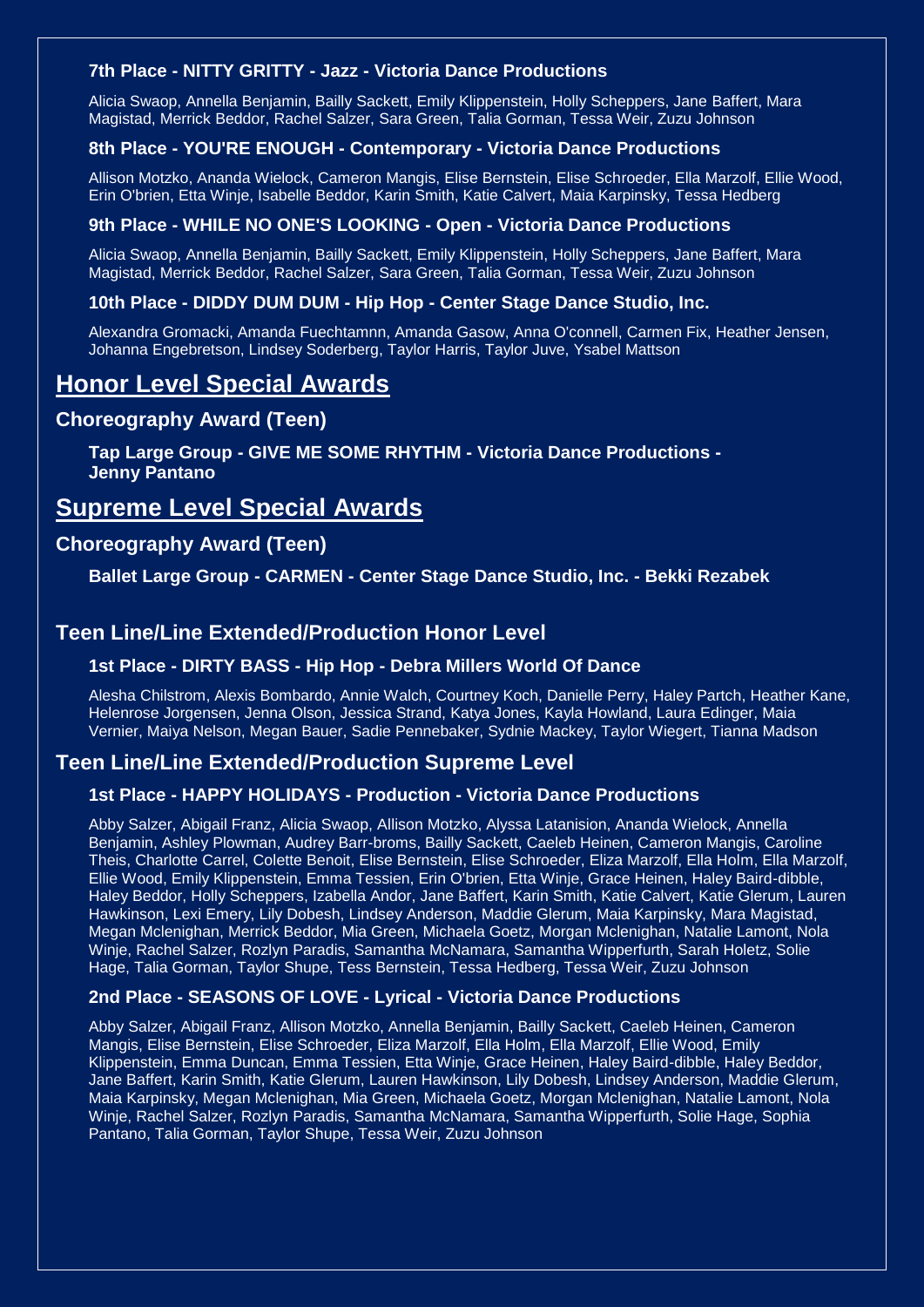### 7th Place - NITTY GRITTY - Jazz - Victoria Dance Productions

Alicia Swaop, Annella Benjamin, Bailly Sackett, Emily Klippenstein, Holly Scheppers, Jane Baffert, Mara Magistad, Merrick Beddor, Rachel Salzer, Sara Green, Talia Gorman, Tessa Weir, Zuzu Johnson

### 8th Place - YOU'RE ENOUGH - Contemporary - Victoria Dance Productions

Allison Motzko, Ananda Wielock, Cameron Mangis, Elise Bernstein, Elise Schroeder, Ella Marzolf, Ellie Wood, Erin O'brien, Etta Winje, Isabelle Beddor, Karin Smith, Katie Calvert, Maia Karpinsky, Tessa Hedberg

### 9th Place - WHILE NO ONE'S LOOKING - Open - Victoria Dance Productions

Alicia Swaop, Annella Benjamin, Bailly Sackett, Emily Klippenstein, Holly Scheppers, Jane Baffert, Mara Magistad, Merrick Beddor, Rachel Salzer, Sara Green, Talia Gorman, Tessa Weir, Zuzu Johnson

### 10th Place - DIDDY DUM DUM - Hip Hop - Center Stage Dance Studio, Inc.

Alexandra Gromacki, Amanda Fuechtamnn, Amanda Gasow, Anna O'connell, Carmen Fix, Heather Jensen, Johanna Engebretson, Lindsey Soderberg, Taylor Harris, Taylor Juve, Ysabel Mattson

# Honor Level Special Awards

## Choreography Award (Teen)

**Tap Large Group - GIVE ME SOME RHYTHM - Victoria Dance Productions - Jenny Pantano**

# Supreme Level Special Awards

## Choreography Award (Teen)

**Ballet Large Group - CARMEN - Center Stage Dance Studio, Inc. - Bekki Rezabek**

## Teen Line/Line Extended/Production Honor Level

### 1st Place - DIRTY BASS - Hip Hop - Debra Millers World Of Dance

Alesha Chilstrom, Alexis Bombardo, Annie Walch, Courtney Koch, Danielle Perry, Haley Partch, Heather Kane, Helenrose Jorgensen, Jenna Olson, Jessica Strand, Katya Jones, Kayla Howland, Laura Edinger, Maia Vernier, Maiya Nelson, Megan Bauer, Sadie Pennebaker, Sydnie Mackey, Taylor Wiegert, Tianna Madson

## Teen Line/Line Extended/Production Supreme Level

### 1st Place - HAPPY HOLIDAYS - Production - Victoria Dance Productions

Abby Salzer, Abigail Franz, Alicia Swaop, Allison Motzko, Alyssa Latanision, Ananda Wielock, Annella Benjamin, Ashley Plowman, Audrey Barr-broms, Bailly Sackett, Caeleb Heinen, Cameron Mangis, Caroline Theis, Charlotte Carrel, Colette Benoit, Elise Bernstein, Elise Schroeder, Eliza Marzolf, Ella Holm, Ella Marzolf, Ellie Wood, Emily Klippenstein, Emma Tessien, Erin O'brien, Etta Winje, Grace Heinen, Haley Baird-dibble, Haley Beddor, Holly Scheppers, Izabella Andor, Jane Baffert, Karin Smith, Katie Calvert, Katie Glerum, Lauren Hawkinson, Lexi Emery, Lily Dobesh, Lindsey Anderson, Maddie Glerum, Maia Karpinsky, Mara Magistad, Megan Mclenighan, Merrick Beddor, Mia Green, Michaela Goetz, Morgan Mclenighan, Natalie Lamont, Nola Winje, Rachel Salzer, Rozlyn Paradis, Samantha McNamara, Samantha Wipperfurth, Sarah Holetz, Solie Hage, Talia Gorman, Taylor Shupe, Tess Bernstein, Tessa Hedberg, Tessa Weir, Zuzu Johnson

### 2nd Place - SEASONS OF LOVE - Lyrical - Victoria Dance Productions

Abby Salzer, Abigail Franz, Allison Motzko, Annella Benjamin, Bailly Sackett, Caeleb Heinen, Cameron Mangis, Elise Bernstein, Elise Schroeder, Eliza Marzolf, Ella Holm, Ella Marzolf, Ellie Wood, Emily Klippenstein, Emma Duncan, Emma Tessien, Etta Winje, Grace Heinen, Haley Baird-dibble, Haley Beddor, Jane Baffert, Karin Smith, Katie Glerum, Lauren Hawkinson, Lily Dobesh, Lindsey Anderson, Maddie Glerum, Maia Karpinsky, Megan Mclenighan, Mia Green, Michaela Goetz, Morgan Mclenighan, Natalie Lamont, Nola Winje, Rachel Salzer, Rozlyn Paradis, Samantha McNamara, Samantha Wipperfurth, Solie Hage, Sophia Pantano, Talia Gorman, Taylor Shupe, Tessa Weir, Zuzu Johnson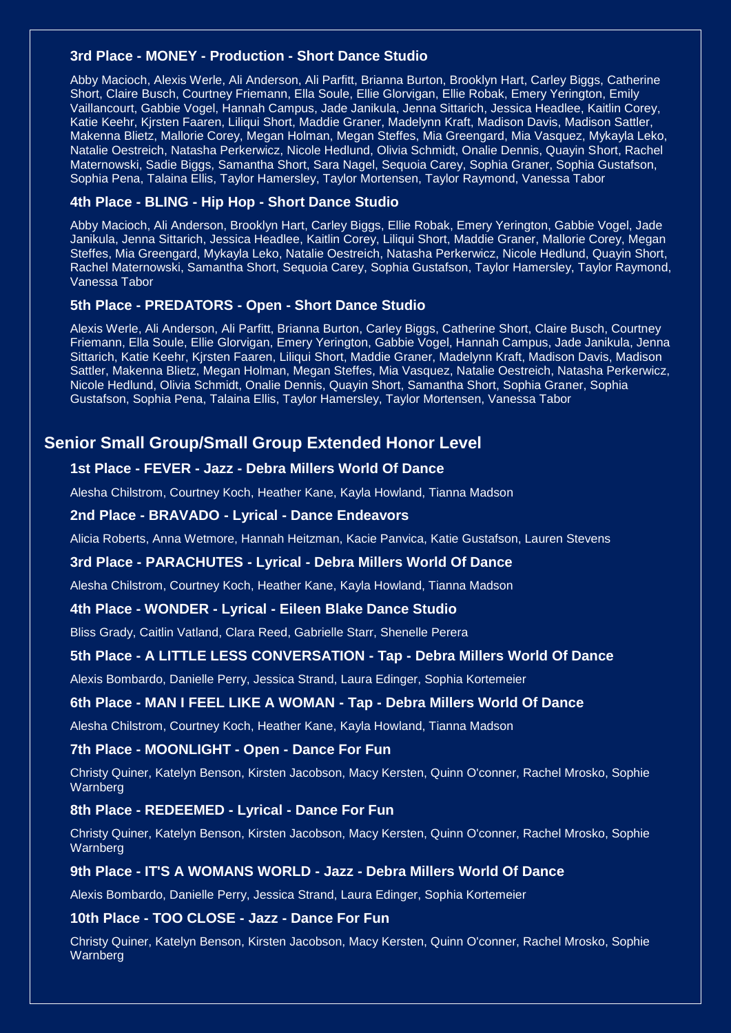### 3rd Place - MONEY - Production - Short Dance Studio

Abby Macioch, Alexis Werle, Ali Anderson, Ali Parfitt, Brianna Burton, Brooklyn Hart, Carley Biggs, Catherine Short, Claire Busch, Courtney Friemann, Ella Soule, Ellie Glorvigan, Ellie Robak, Emery Yerington, Emily Vaillancourt, Gabbie Vogel, Hannah Campus, Jade Janikula, Jenna Sittarich, Jessica Headlee, Kaitlin Corey, Katie Keehr, Kjrsten Faaren, Liliqui Short, Maddie Graner, Madelynn Kraft, Madison Davis, Madison Sattler, Makenna Blietz, Mallorie Corey, Megan Holman, Megan Steffes, Mia Greengard, Mia Vasquez, Mykayla Leko, Natalie Oestreich, Natasha Perkerwicz, Nicole Hedlund, Olivia Schmidt, Onalie Dennis, Quayin Short, Rachel Maternowski, Sadie Biggs, Samantha Short, Sara Nagel, Sequoia Carey, Sophia Graner, Sophia Gustafson, Sophia Pena, Talaina Ellis, Taylor Hamersley, Taylor Mortensen, Taylor Raymond, Vanessa Tabor

### 4th Place - BLING - Hip Hop - Short Dance Studio

Abby Macioch, Ali Anderson, Brooklyn Hart, Carley Biggs, Ellie Robak, Emery Yerington, Gabbie Vogel, Jade Janikula, Jenna Sittarich, Jessica Headlee, Kaitlin Corey, Liliqui Short, Maddie Graner, Mallorie Corey, Megan Steffes, Mia Greengard, Mykayla Leko, Natalie Oestreich, Natasha Perkerwicz, Nicole Hedlund, Quayin Short, Rachel Maternowski, Samantha Short, Sequoia Carey, Sophia Gustafson, Taylor Hamersley, Taylor Raymond, Vanessa Tabor

### 5th Place - PREDATORS - Open - Short Dance Studio

Alexis Werle, Ali Anderson, Ali Parfitt, Brianna Burton, Carley Biggs, Catherine Short, Claire Busch, Courtney Friemann, Ella Soule, Ellie Glorvigan, Emery Yerington, Gabbie Vogel, Hannah Campus, Jade Janikula, Jenna Sittarich, Katie Keehr, Kjrsten Faaren, Liliqui Short, Maddie Graner, Madelynn Kraft, Madison Davis, Madison Sattler, Makenna Blietz, Megan Holman, Megan Steffes, Mia Vasquez, Natalie Oestreich, Natasha Perkerwicz, Nicole Hedlund, Olivia Schmidt, Onalie Dennis, Quayin Short, Samantha Short, Sophia Graner, Sophia Gustafson, Sophia Pena, Talaina Ellis, Taylor Hamersley, Taylor Mortensen, Vanessa Tabor

## Senior Small Group/Small Group Extended Honor Level

### 1st Place - FEVER - Jazz - Debra Millers World Of Dance

Alesha Chilstrom, Courtney Koch, Heather Kane, Kayla Howland, Tianna Madson

### 2nd Place - BRAVADO - Lyrical - Dance Endeavors

Alicia Roberts, Anna Wetmore, Hannah Heitzman, Kacie Panvica, Katie Gustafson, Lauren Stevens

### 3rd Place - PARACHUTES - Lyrical - Debra Millers World Of Dance

Alesha Chilstrom, Courtney Koch, Heather Kane, Kayla Howland, Tianna Madson

### 4th Place - WONDER - Lyrical - Eileen Blake Dance Studio

Bliss Grady, Caitlin Vatland, Clara Reed, Gabrielle Starr, Shenelle Perera

### 5th Place - A LITTLE LESS CONVERSATION - Tap - Debra Millers World Of Dance

Alexis Bombardo, Danielle Perry, Jessica Strand, Laura Edinger, Sophia Kortemeier

### 6th Place - MAN I FEEL LIKE A WOMAN - Tap - Debra Millers World Of Dance

Alesha Chilstrom, Courtney Koch, Heather Kane, Kayla Howland, Tianna Madson

### 7th Place - MOONLIGHT - Open - Dance For Fun

Christy Quiner, Katelyn Benson, Kirsten Jacobson, Macy Kersten, Quinn O'conner, Rachel Mrosko, Sophie Warnberg

### 8th Place - REDEEMED - Lyrical - Dance For Fun

Christy Quiner, Katelyn Benson, Kirsten Jacobson, Macy Kersten, Quinn O'conner, Rachel Mrosko, Sophie Warnberg

### 9th Place - IT'S A WOMANS WORLD - Jazz - Debra Millers World Of Dance

Alexis Bombardo, Danielle Perry, Jessica Strand, Laura Edinger, Sophia Kortemeier

### 10th Place - TOO CLOSE - Jazz - Dance For Fun

Christy Quiner, Katelyn Benson, Kirsten Jacobson, Macy Kersten, Quinn O'conner, Rachel Mrosko, Sophie Warnberg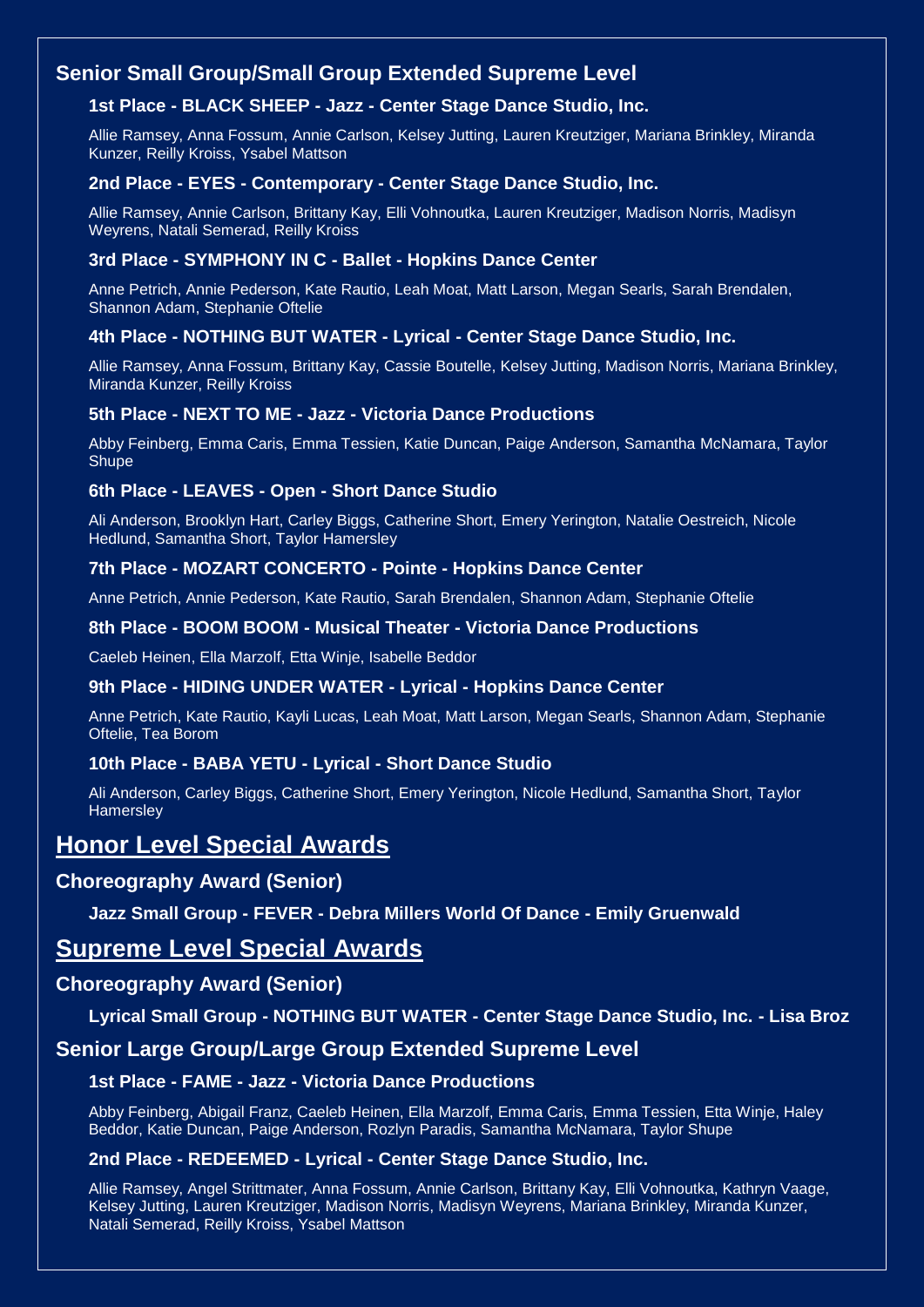## Senior Small Group/Small Group Extended Supreme Level

### 1st Place - BLACK SHEEP - Jazz - Center Stage Dance Studio, Inc.

Allie Ramsey, Anna Fossum, Annie Carlson, Kelsey Jutting, Lauren Kreutziger, Mariana Brinkley, Miranda Kunzer, Reilly Kroiss, Ysabel Mattson

### 2nd Place - EYES - Contemporary - Center Stage Dance Studio, Inc.

Allie Ramsey, Annie Carlson, Brittany Kay, Elli Vohnoutka, Lauren Kreutziger, Madison Norris, Madisyn Weyrens, Natali Semerad, Reilly Kroiss

### 3rd Place - SYMPHONY IN C - Ballet - Hopkins Dance Center

Anne Petrich, Annie Pederson, Kate Rautio, Leah Moat, Matt Larson, Megan Searls, Sarah Brendalen, Shannon Adam, Stephanie Oftelie

### 4th Place - NOTHING BUT WATER - Lyrical - Center Stage Dance Studio, Inc.

Allie Ramsey, Anna Fossum, Brittany Kay, Cassie Boutelle, Kelsey Jutting, Madison Norris, Mariana Brinkley, Miranda Kunzer, Reilly Kroiss

### 5th Place - NEXT TO ME - Jazz - Victoria Dance Productions

Abby Feinberg, Emma Caris, Emma Tessien, Katie Duncan, Paige Anderson, Samantha McNamara, Taylor Shupe

### 6th Place - LEAVES - Open - Short Dance Studio

Ali Anderson, Brooklyn Hart, Carley Biggs, Catherine Short, Emery Yerington, Natalie Oestreich, Nicole Hedlund, Samantha Short, Taylor Hamersley

### 7th Place - MOZART CONCERTO - Pointe - Hopkins Dance Center

Anne Petrich, Annie Pederson, Kate Rautio, Sarah Brendalen, Shannon Adam, Stephanie Oftelie

### 8th Place - BOOM BOOM - Musical Theater - Victoria Dance Productions

Caeleb Heinen, Ella Marzolf, Etta Winje, Isabelle Beddor

### 9th Place - HIDING UNDER WATER - Lyrical - Hopkins Dance Center

Anne Petrich, Kate Rautio, Kayli Lucas, Leah Moat, Matt Larson, Megan Searls, Shannon Adam, Stephanie Oftelie, Tea Borom

### 10th Place - BABA YETU - Lyrical - Short Dance Studio

Ali Anderson, Carley Biggs, Catherine Short, Emery Yerington, Nicole Hedlund, Samantha Short, Taylor Hamersley

# Honor Level Special Awards

## Choreography Award (Senior)

**Jazz Small Group - FEVER - Debra Millers World Of Dance - Emily Gruenwald**

# Supreme Level Special Awards

## Choreography Award (Senior)

**Lyrical Small Group - NOTHING BUT WATER - Center Stage Dance Studio, Inc. - Lisa Broz**

## Senior Large Group/Large Group Extended Supreme Level

### 1st Place - FAME - Jazz - Victoria Dance Productions

Abby Feinberg, Abigail Franz, Caeleb Heinen, Ella Marzolf, Emma Caris, Emma Tessien, Etta Winje, Haley Beddor, Katie Duncan, Paige Anderson, Rozlyn Paradis, Samantha McNamara, Taylor Shupe

### 2nd Place - REDEEMED - Lyrical - Center Stage Dance Studio, Inc.

Allie Ramsey, Angel Strittmater, Anna Fossum, Annie Carlson, Brittany Kay, Elli Vohnoutka, Kathryn Vaage, Kelsey Jutting, Lauren Kreutziger, Madison Norris, Madisyn Weyrens, Mariana Brinkley, Miranda Kunzer, Natali Semerad, Reilly Kroiss, Ysabel Mattson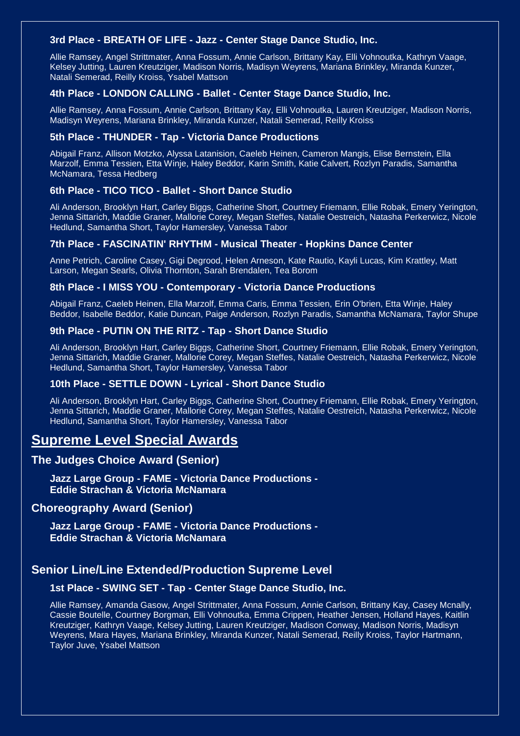### 3rd Place - BREATH OF LIFE - Jazz - Center Stage Dance Studio, Inc.

Allie Ramsey, Angel Strittmater, Anna Fossum, Annie Carlson, Brittany Kay, Elli Vohnoutka, Kathryn Vaage, Kelsey Jutting, Lauren Kreutziger, Madison Norris, Madisyn Weyrens, Mariana Brinkley, Miranda Kunzer, Natali Semerad, Reilly Kroiss, Ysabel Mattson

### 4th Place - LONDON CALLING - Ballet - Center Stage Dance Studio, Inc.

Allie Ramsey, Anna Fossum, Annie Carlson, Brittany Kay, Elli Vohnoutka, Lauren Kreutziger, Madison Norris, Madisyn Weyrens, Mariana Brinkley, Miranda Kunzer, Natali Semerad, Reilly Kroiss

### 5th Place - THUNDER - Tap - Victoria Dance Productions

Abigail Franz, Allison Motzko, Alyssa Latanision, Caeleb Heinen, Cameron Mangis, Elise Bernstein, Ella Marzolf, Emma Tessien, Etta Winje, Haley Beddor, Karin Smith, Katie Calvert, Rozlyn Paradis, Samantha McNamara, Tessa Hedberg

### 6th Place - TICO TICO - Ballet - Short Dance Studio

Ali Anderson, Brooklyn Hart, Carley Biggs, Catherine Short, Courtney Friemann, Ellie Robak, Emery Yerington, Jenna Sittarich, Maddie Graner, Mallorie Corey, Megan Steffes, Natalie Oestreich, Natasha Perkerwicz, Nicole Hedlund, Samantha Short, Taylor Hamersley, Vanessa Tabor

### 7th Place - FASCINATIN' RHYTHM - Musical Theater - Hopkins Dance Center

Anne Petrich, Caroline Casey, Gigi Degrood, Helen Arneson, Kate Rautio, Kayli Lucas, Kim Krattley, Matt Larson, Megan Searls, Olivia Thornton, Sarah Brendalen, Tea Borom

### 8th Place - I MISS YOU - Contemporary - Victoria Dance Productions

Abigail Franz, Caeleb Heinen, Ella Marzolf, Emma Caris, Emma Tessien, Erin O'brien, Etta Winje, Haley Beddor, Isabelle Beddor, Katie Duncan, Paige Anderson, Rozlyn Paradis, Samantha McNamara, Taylor Shupe

### 9th Place - PUTIN ON THE RITZ - Tap - Short Dance Studio

Ali Anderson, Brooklyn Hart, Carley Biggs, Catherine Short, Courtney Friemann, Ellie Robak, Emery Yerington, Jenna Sittarich, Maddie Graner, Mallorie Corey, Megan Steffes, Natalie Oestreich, Natasha Perkerwicz, Nicole Hedlund, Samantha Short, Taylor Hamersley, Vanessa Tabor

### 10th Place - SETTLE DOWN - Lyrical - Short Dance Studio

Ali Anderson, Brooklyn Hart, Carley Biggs, Catherine Short, Courtney Friemann, Ellie Robak, Emery Yerington, Jenna Sittarich, Maddie Graner, Mallorie Corey, Megan Steffes, Natalie Oestreich, Natasha Perkerwicz, Nicole Hedlund, Samantha Short, Taylor Hamersley, Vanessa Tabor

# Supreme Level Special Awards

## The Judges Choice Award (Senior)

**Jazz Large Group - FAME - Victoria Dance Productions - Eddie Strachan & Victoria McNamara**

## Choreography Award (Senior)

**Jazz Large Group - FAME - Victoria Dance Productions - Eddie Strachan & Victoria McNamara**

## Senior Line/Line Extended/Production Supreme Level

### 1st Place - SWING SET - Tap - Center Stage Dance Studio, Inc.

Allie Ramsey, Amanda Gasow, Angel Strittmater, Anna Fossum, Annie Carlson, Brittany Kay, Casey Mcnally, Cassie Boutelle, Courtney Borgman, Elli Vohnoutka, Emma Crippen, Heather Jensen, Holland Hayes, Kaitlin Kreutziger, Kathryn Vaage, Kelsey Jutting, Lauren Kreutziger, Madison Conway, Madison Norris, Madisyn Weyrens, Mara Hayes, Mariana Brinkley, Miranda Kunzer, Natali Semerad, Reilly Kroiss, Taylor Hartmann, Taylor Juve, Ysabel Mattson